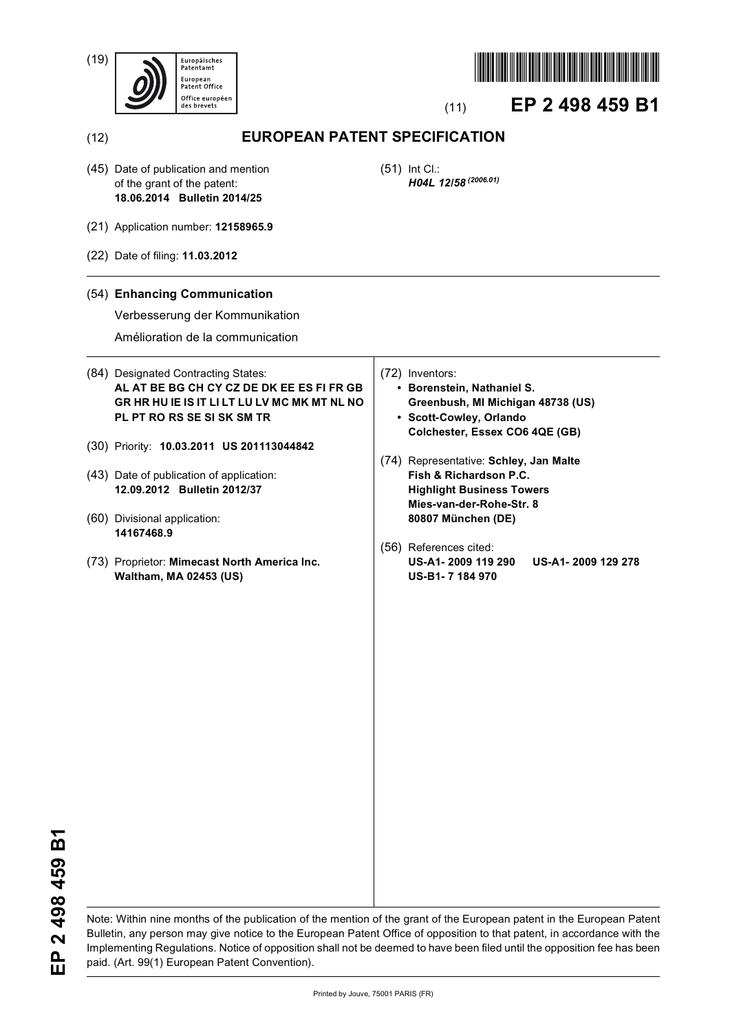(19) Europäisches Patentamt / European Patent Office / Office européen des brevets

(11) **EP 2 498 459 B1**

(12) **EUROPEAN PATENT SPECIFICATION**

(45) Date of publication and mention of the grant of the patent:
**18.06.2014 Bulletin 2014/25**

(51) Int Cl.:
***H04L 12/58*** *(2006.01)*

(21) Application number: **12158965.9**

(22) Date of filing: **11.03.2012**

(54) **Enhancing Communication**

Verbesserung der Kommunikation

Amélioration de la communication

(84) Designated Contracting States:
**AL AT BE BG CH CY CZ DE DK EE ES FI FR GB GR HR HU IE IS IT LI LT LU LV MC MK MT NL NO PL PT RO RS SE SI SK SM TR**

(30) Priority: **10.03.2011 US 201113044842**

(43) Date of publication of application:
**12.09.2012 Bulletin 2012/37**

(60) Divisional application:
**14167468.9**

(73) Proprietor: **Mimecast North America Inc.**
**Waltham, MA 02453 (US)**

(72) Inventors:
- **Borenstein, Nathaniel S.**
  **Greenbush, MI Michigan 48738 (US)**
- **Scott-Cowley, Orlando**
  **Colchester, Essex CO6 4QE (GB)**

(74) Representative: **Schley, Jan Malte**
**Fish & Richardson P.C.**
**Highlight Business Towers**
**Mies-van-der-Rohe-Str. 8**
**80807 München (DE)**

(56) References cited:
**US-A1- 2009 119 290** **US-A1- 2009 129 278**
**US-B1- 7 184 970**

Note: Within nine months of the publication of the mention of the grant of the European patent in the European Patent Bulletin, any person may give notice to the European Patent Office of opposition to that patent, in accordance with the Implementing Regulations. Notice of opposition shall not be deemed to have been filed until the opposition fee has been paid. (Art. 99(1) European Patent Convention).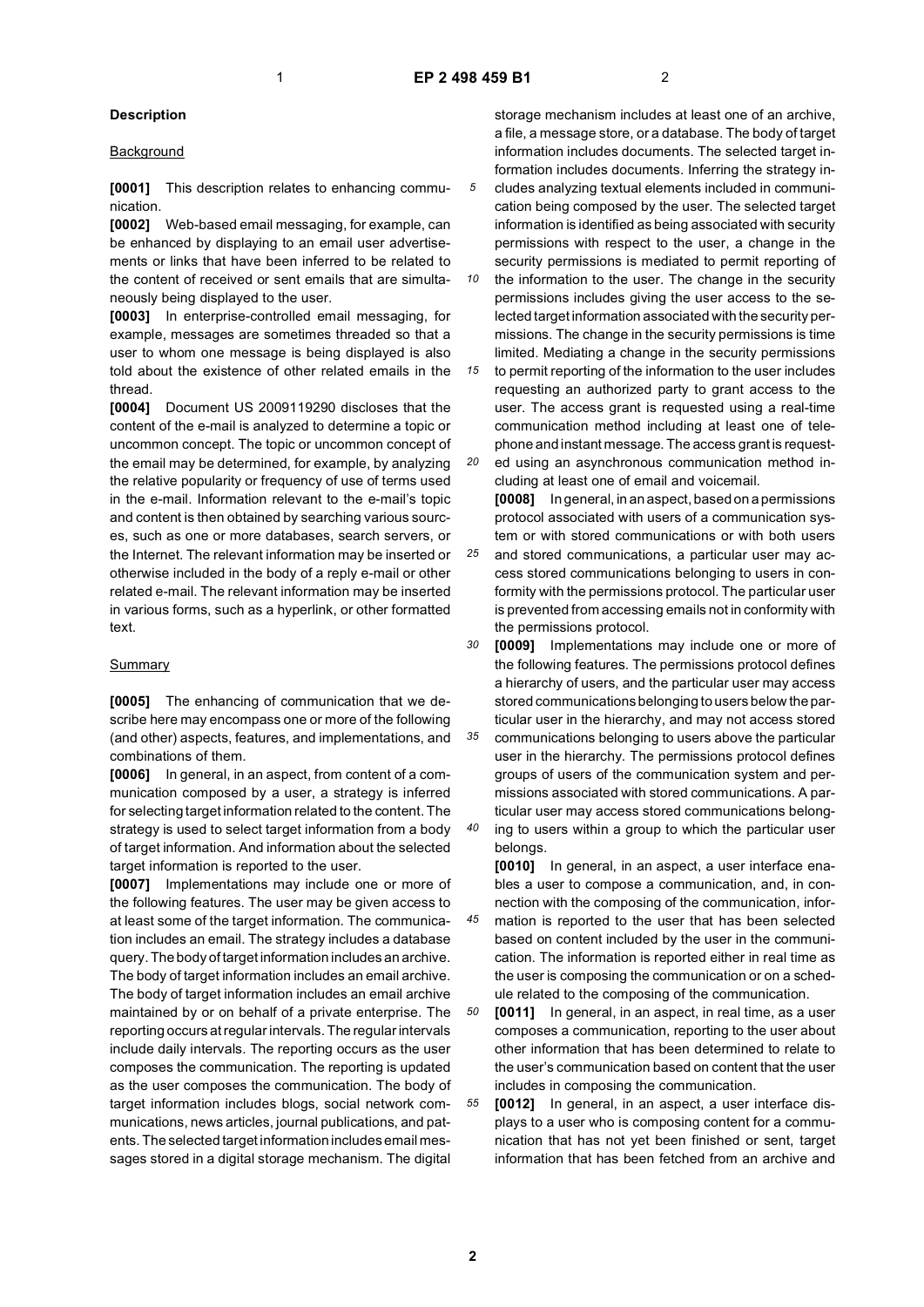## Description

### Background

**[0001]** This description relates to enhancing communication.

**[0002]** Web-based email messaging, for example, can be enhanced by displaying to an email user advertisements or links that have been inferred to be related to the content of received or sent emails that are simultaneously being displayed to the user.

**[0003]** In enterprise-controlled email messaging, for example, messages are sometimes threaded so that a user to whom one message is being displayed is also told about the existence of other related emails in the thread.

**[0004]** Document US 2009119290 discloses that the content of the e-mail is analyzed to determine a topic or uncommon concept. The topic or uncommon concept of the email may be determined, for example, by analyzing the relative popularity or frequency of use of terms used in the e-mail. Information relevant to the e-mail's topic and content is then obtained by searching various sources, such as one or more databases, search servers, or the Internet. The relevant information may be inserted or otherwise included in the body of a reply e-mail or other related e-mail. The relevant information may be inserted in various forms, such as a hyperlink, or other formatted text.

### Summary

**[0005]** The enhancing of communication that we describe here may encompass one or more of the following (and other) aspects, features, and implementations, and combinations of them.

**[0006]** In general, in an aspect, from content of a communication composed by a user, a strategy is inferred for selecting target information related to the content. The strategy is used to select target information from a body of target information. And information about the selected target information is reported to the user.

**[0007]** Implementations may include one or more of the following features. The user may be given access to at least some of the target information. The communication includes an email. The strategy includes a database query. The body of target information includes an archive. The body of target information includes an email archive. The body of target information includes an email archive maintained by or on behalf of a private enterprise. The reporting occurs at regular intervals. The regular intervals include daily intervals. The reporting occurs as the user composes the communication. The reporting is updated as the user composes the communication. The body of target information includes blogs, social network communications, news articles, journal publications, and patents. The selected target information includes email messages stored in a digital storage mechanism. The digital storage mechanism includes at least one of an archive, a file, a message store, or a database. The body of target information includes documents. The selected target information includes documents. Inferring the strategy includes analyzing textual elements included in communication being composed by the user. The selected target information is identified as being associated with security permissions with respect to the user, a change in the security permissions is mediated to permit reporting of the information to the user. The change in the security permissions includes giving the user access to the selected target information associated with the security permissions. The change in the security permissions is time limited. Mediating a change in the security permissions to permit reporting of the information to the user includes requesting an authorized party to grant access to the user. The access grant is requested using a real-time communication method including at least one of telephone and instant message. The access grant is requested using an asynchronous communication method including at least one of email and voicemail.

**[0008]** In general, in an aspect, based on a permissions protocol associated with users of a communication system or with stored communications or with both users and stored communications, a particular user may access stored communications belonging to users in conformity with the permissions protocol. The particular user is prevented from accessing emails not in conformity with the permissions protocol.

**[0009]** Implementations may include one or more of the following features. The permissions protocol defines a hierarchy of users, and the particular user may access stored communications belonging to users below the particular user in the hierarchy, and may not access stored communications belonging to users above the particular user in the hierarchy. The permissions protocol defines groups of users of the communication system and permissions associated with stored communications. A particular user may access stored communications belonging to users within a group to which the particular user belongs.

**[0010]** In general, in an aspect, a user interface enables a user to compose a communication, and, in connection with the composing of the communication, information is reported to the user that has been selected based on content included by the user in the communication. The information is reported either in real time as the user is composing the communication or on a schedule related to the composing of the communication.

**[0011]** In general, in an aspect, in real time, as a user composes a communication, reporting to the user about other information that has been determined to relate to the user's communication based on content that the user includes in composing the communication.

**[0012]** In general, in an aspect, a user interface displays to a user who is composing content for a communication that has not yet been finished or sent, target information that has been fetched from an archive and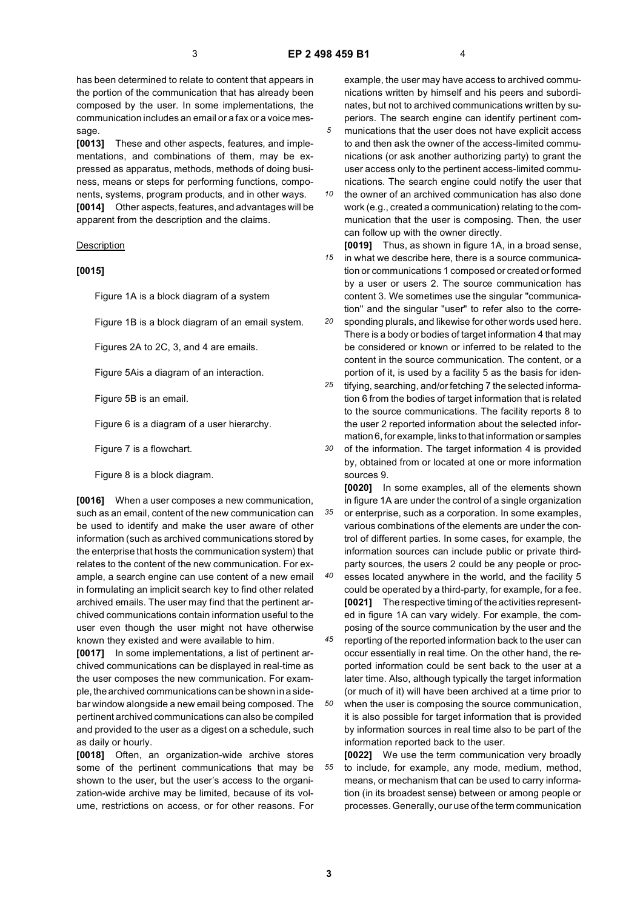has been determined to relate to content that appears in the portion of the communication that has already been composed by the user. In some implementations, the communication includes an email or a fax or a voice message.

**[0013]** These and other aspects, features, and implementations, and combinations of them, may be expressed as apparatus, methods, methods of doing business, means or steps for performing functions, components, systems, program products, and in other ways.

**[0014]** Other aspects, features, and advantages will be apparent from the description and the claims.

Description

**[0015]**

Figure 1A is a block diagram of a system

Figure 1B is a block diagram of an email system.

Figures 2A to 2C, 3, and 4 are emails.

Figure 5Ais a diagram of an interaction.

Figure 5B is an email.

Figure 6 is a diagram of a user hierarchy.

Figure 7 is a flowchart.

Figure 8 is a block diagram.

**[0016]** When a user composes a new communication, such as an email, content of the new communication can be used to identify and make the user aware of other information (such as archived communications stored by the enterprise that hosts the communication system) that relates to the content of the new communication. For example, a search engine can use content of a new email in formulating an implicit search key to find other related archived emails. The user may find that the pertinent archived communications contain information useful to the user even though the user might not have otherwise known they existed and were available to him.

**[0017]** In some implementations, a list of pertinent archived communications can be displayed in real-time as the user composes the new communication. For example, the archived communications can be shown in a sidebar window alongside a new email being composed. The pertinent archived communications can also be compiled and provided to the user as a digest on a schedule, such as daily or hourly.

**[0018]** Often, an organization-wide archive stores some of the pertinent communications that may be shown to the user, but the user's access to the organization-wide archive may be limited, because of its volume, restrictions on access, or for other reasons. For example, the user may have access to archived communications written by himself and his peers and subordinates, but not to archived communications written by superiors. The search engine can identify pertinent communications that the user does not have explicit access to and then ask the owner of the access-limited communications (or ask another authorizing party) to grant the user access only to the pertinent access-limited communications. The search engine could notify the user that the owner of an archived communication has also done work (e.g., created a communication) relating to the communication that the user is composing. Then, the user can follow up with the owner directly.

**[0019]** Thus, as shown in figure 1A, in a broad sense, in what we describe here, there is a source communication or communications 1 composed or created or formed by a user or users 2. The source communication has content 3. We sometimes use the singular "communication" and the singular "user" to refer also to the corresponding plurals, and likewise for other words used here. There is a body or bodies of target information 4 that may be considered or known or inferred to be related to the content in the source communication. The content, or a portion of it, is used by a facility 5 as the basis for identifying, searching, and/or fetching 7 the selected information 6 from the bodies of target information that is related to the source communications. The facility reports 8 to the user 2 reported information about the selected information 6, for example, links to that information or samples of the information. The target information 4 is provided by, obtained from or located at one or more information sources 9.

**[0020]** In some examples, all of the elements shown in figure 1A are under the control of a single organization or enterprise, such as a corporation. In some examples, various combinations of the elements are under the control of different parties. In some cases, for example, the information sources can include public or private third-party sources, the users 2 could be any people or processes located anywhere in the world, and the facility 5 could be operated by a third-party, for example, for a fee.

**[0021]** The respective timing of the activities represented in figure 1A can vary widely. For example, the composing of the source communication by the user and the reporting of the reported information back to the user can occur essentially in real time. On the other hand, the reported information could be sent back to the user at a later time. Also, although typically the target information (or much of it) will have been archived at a time prior to when the user is composing the source communication, it is also possible for target information that is provided by information sources in real time also to be part of the information reported back to the user.

**[0022]** We use the term communication very broadly to include, for example, any mode, medium, method, means, or mechanism that can be used to carry information (in its broadest sense) between or among people or processes. Generally, our use of the term communication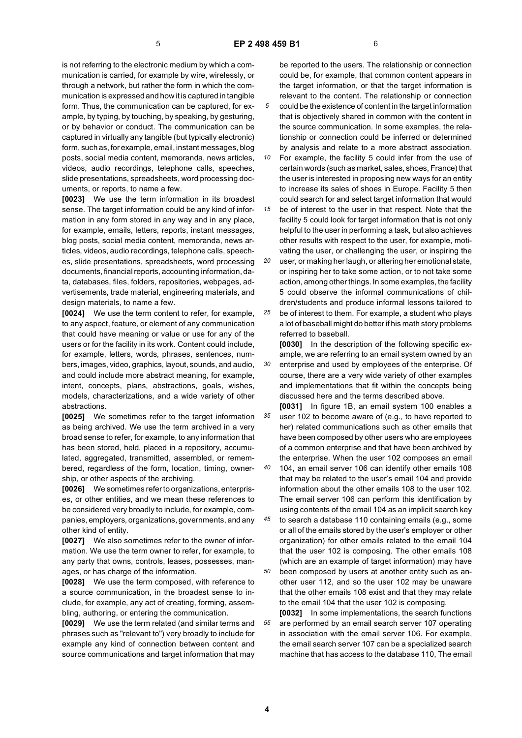is not referring to the electronic medium by which a communication is carried, for example by wire, wirelessly, or through a network, but rather the form in which the communication is expressed and how it is captured in tangible form. Thus, the communication can be captured, for example, by typing, by touching, by speaking, by gesturing, or by behavior or conduct. The communication can be captured in virtually any tangible (but typically electronic) form, such as, for example, email, instant messages, blog posts, social media content, memoranda, news articles, videos, audio recordings, telephone calls, speeches, slide presentations, spreadsheets, word processing documents, or reports, to name a few.

**[0023]** We use the term information in its broadest sense. The target information could be any kind of information in any form stored in any way and in any place, for example, emails, letters, reports, instant messages, blog posts, social media content, memoranda, news articles, videos, audio recordings, telephone calls, speeches, slide presentations, spreadsheets, word processing documents, financial reports, accounting information, data, databases, files, folders, repositories, webpages, advertisements, trade material, engineering materials, and design materials, to name a few.

**[0024]** We use the term content to refer, for example, to any aspect, feature, or element of any communication that could have meaning or value or use for any of the users or for the facility in its work. Content could include, for example, letters, words, phrases, sentences, numbers, images, video, graphics, layout, sounds, and audio, and could include more abstract meaning, for example, intent, concepts, plans, abstractions, goals, wishes, models, characterizations, and a wide variety of other abstractions.

**[0025]** We sometimes refer to the target information as being archived. We use the term archived in a very broad sense to refer, for example, to any information that has been stored, held, placed in a repository, accumulated, aggregated, transmitted, assembled, or remembered, regardless of the form, location, timing, ownership, or other aspects of the archiving.

**[0026]** We sometimes refer to organizations, enterprises, or other entities, and we mean these references to be considered very broadly to include, for example, companies, employers, organizations, governments, and any other kind of entity.

**[0027]** We also sometimes refer to the owner of information. We use the term owner to refer, for example, to any party that owns, controls, leases, possesses, manages, or has charge of the information.

**[0028]** We use the term composed, with reference to a source communication, in the broadest sense to include, for example, any act of creating, forming, assembling, authoring, or entering the communication.

**[0029]** We use the term related (and similar terms and phrases such as "relevant to") very broadly to include for example any kind of connection between content and source communications and target information that may be reported to the users. The relationship or connection could be, for example, that common content appears in the target information, or that the target information is relevant to the content. The relationship or connection could be the existence of content in the target information that is objectively shared in common with the content in the source communication. In some examples, the relationship or connection could be inferred or determined by analysis and relate to a more abstract association. For example, the facility 5 could infer from the use of certain words (such as market, sales, shoes, France) that the user is interested in proposing new ways for an entity to increase its sales of shoes in Europe. Facility 5 then could search for and select target information that would be of interest to the user in that respect. Note that the facility 5 could look for target information that is not only helpful to the user in performing a task, but also achieves other results with respect to the user, for example, motivating the user, or challenging the user, or inspiring the user, or making her laugh, or altering her emotional state, or inspiring her to take some action, or to not take some action, among other things. In some examples, the facility 5 could observe the informal communications of children/students and produce informal lessons tailored to be of interest to them. For example, a student who plays a lot of baseball might do better if his math story problems referred to baseball.

**[0030]** In the description of the following specific example, we are referring to an email system owned by an enterprise and used by employees of the enterprise. Of course, there are a very wide variety of other examples and implementations that fit within the concepts being discussed here and the terms described above.

**[0031]** In figure 1B, an email system 100 enables a user 102 to become aware of (e.g., to have reported to her) related communications such as other emails that have been composed by other users who are employees of a common enterprise and that have been archived by the enterprise. When the user 102 composes an email 104, an email server 106 can identify other emails 108 that may be related to the user's email 104 and provide information about the other emails 108 to the user 102. The email server 106 can perform this identification by using contents of the email 104 as an implicit search key to search a database 110 containing emails (e.g., some or all of the emails stored by the user's employer or other organization) for other emails related to the email 104 that the user 102 is composing. The other emails 108 (which are an example of target information) may have been composed by users at another entity such as another user 112, and so the user 102 may be unaware that the other emails 108 exist and that they may relate to the email 104 that the user 102 is composing.

**[0032]** In some implementations, the search functions are performed by an email search server 107 operating in association with the email server 106. For example, the email search server 107 can be a specialized search machine that has access to the database 110, The email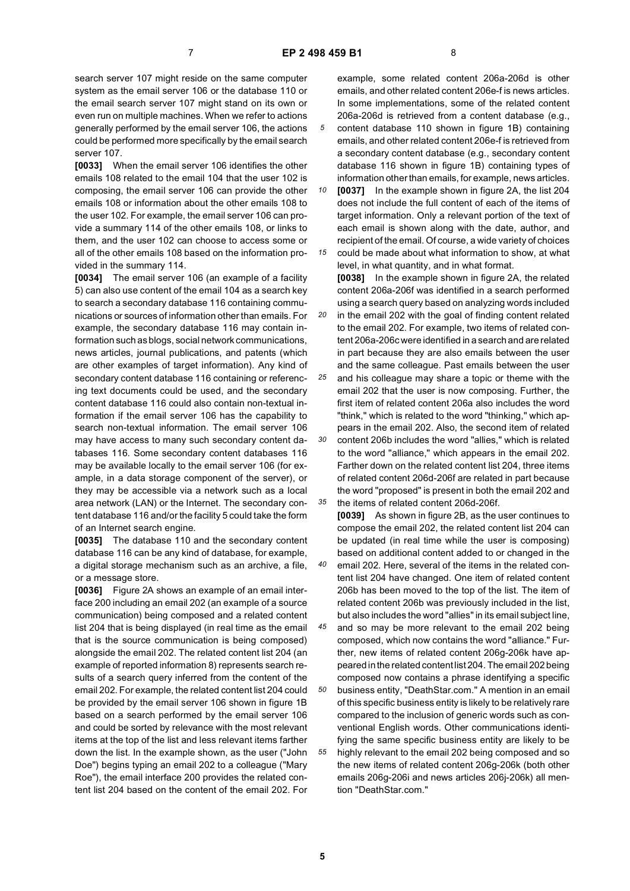search server 107 might reside on the same computer system as the email server 106 or the database 110 or the email search server 107 might stand on its own or even run on multiple machines. When we refer to actions generally performed by the email server 106, the actions could be performed more specifically by the email search server 107.

**[0033]** When the email server 106 identifies the other emails 108 related to the email 104 that the user 102 is composing, the email server 106 can provide the other emails 108 or information about the other emails 108 to the user 102. For example, the email server 106 can provide a summary 114 of the other emails 108, or links to them, and the user 102 can choose to access some or all of the other emails 108 based on the information provided in the summary 114.

**[0034]** The email server 106 (an example of a facility 5) can also use content of the email 104 as a search key to search a secondary database 116 containing communications or sources of information other than emails. For example, the secondary database 116 may contain information such as blogs, social network communications, news articles, journal publications, and patents (which are other examples of target information). Any kind of secondary content database 116 containing or referencing text documents could be used, and the secondary content database 116 could also contain non-textual information if the email server 106 has the capability to search non-textual information. The email server 106 may have access to many such secondary content databases 116. Some secondary content databases 116 may be available locally to the email server 106 (for example, in a data storage component of the server), or they may be accessible via a network such as a local area network (LAN) or the Internet. The secondary content database 116 and/or the facility 5 could take the form of an Internet search engine.

**[0035]** The database 110 and the secondary content database 116 can be any kind of database, for example, a digital storage mechanism such as an archive, a file, or a message store.

**[0036]** Figure 2A shows an example of an email interface 200 including an email 202 (an example of a source communication) being composed and a related content list 204 that is being displayed (in real time as the email that is the source communication is being composed) alongside the email 202. The related content list 204 (an example of reported information 8) represents search results of a search query inferred from the content of the email 202. For example, the related content list 204 could be provided by the email server 106 shown in figure 1B based on a search performed by the email server 106 and could be sorted by relevance with the most relevant items at the top of the list and less relevant items farther down the list. In the example shown, as the user ("John Doe") begins typing an email 202 to a colleague ("Mary Roe"), the email interface 200 provides the related content list 204 based on the content of the email 202. For example, some related content 206a-206d is other emails, and other related content 206e-f is news articles. In some implementations, some of the related content 206a-206d is retrieved from a content database (e.g., content database 110 shown in figure 1B) containing emails, and other related content 206e-f is retrieved from a secondary content database (e.g., secondary content database 116 shown in figure 1B) containing types of information other than emails, for example, news articles.

**[0037]** In the example shown in figure 2A, the list 204 does not include the full content of each of the items of target information. Only a relevant portion of the text of each email is shown along with the date, author, and recipient of the email. Of course, a wide variety of choices could be made about what information to show, at what level, in what quantity, and in what format.

**[0038]** In the example shown in figure 2A, the related content 206a-206f was identified in a search performed using a search query based on analyzing words included in the email 202 with the goal of finding content related to the email 202. For example, two items of related content 206a-206c were identified in a search and are related in part because they are also emails between the user and the same colleague. Past emails between the user and his colleague may share a topic or theme with the email 202 that the user is now composing. Further, the first item of related content 206a also includes the word "think," which is related to the word "thinking," which appears in the email 202. Also, the second item of related content 206b includes the word "allies," which is related to the word "alliance," which appears in the email 202. Farther down on the related content list 204, three items of related content 206d-206f are related in part because the word "proposed" is present in both the email 202 and the items of related content 206d-206f.

**[0039]** As shown in figure 2B, as the user continues to compose the email 202, the related content list 204 can be updated (in real time while the user is composing) based on additional content added to or changed in the email 202. Here, several of the items in the related content list 204 have changed. One item of related content 206b has been moved to the top of the list. The item of related content 206b was previously included in the list, but also includes the word "allies" in its email subject line, and so may be more relevant to the email 202 being composed, which now contains the word "alliance." Further, new items of related content 206g-206k have appeared in the related content list 204. The email 202 being composed now contains a phrase identifying a specific business entity, "DeathStar.com." A mention in an email of this specific business entity is likely to be relatively rare compared to the inclusion of generic words such as conventional English words. Other communications identifying the same specific business entity are likely to be highly relevant to the email 202 being composed and so the new items of related content 206g-206k (both other emails 206g-206i and news articles 206j-206k) all mention "DeathStar.com."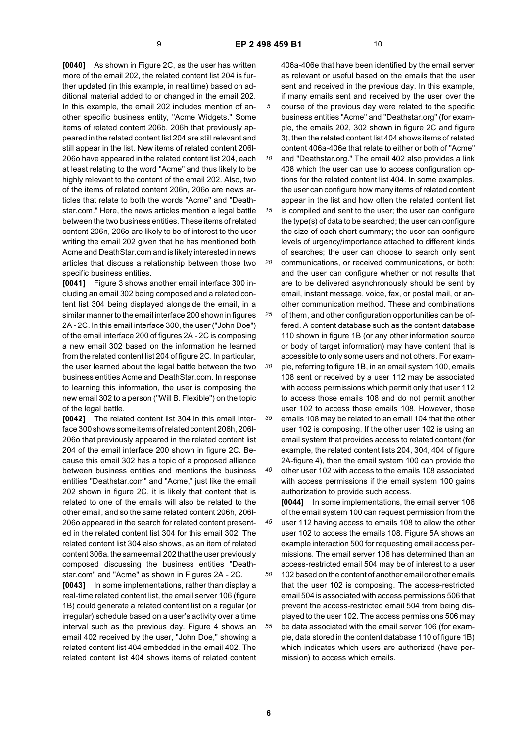**[0040]** As shown in Figure 2C, as the user has written more of the email 202, the related content list 204 is further updated (in this example, in real time) based on additional material added to or changed in the email 202. In this example, the email 202 includes mention of another specific business entity, "Acme Widgets." Some items of related content 206b, 206h that previously appeared in the related content list 204 are still relevant and still appear in the list. New items of related content 206l-206o have appeared in the related content list 204, each at least relating to the word "Acme" and thus likely to be highly relevant to the content of the email 202. Also, two of the items of related content 206n, 206o are news articles that relate to both the words "Acme" and "Deathstar.com." Here, the news articles mention a legal battle between the two business entities. These items of related content 206n, 206o are likely to be of interest to the user writing the email 202 given that he has mentioned both Acme and DeathStar.com and is likely interested in news articles that discuss a relationship between those two specific business entities.

**[0041]** Figure 3 shows another email interface 300 including an email 302 being composed and a related content list 304 being displayed alongside the email, in a similar manner to the email interface 200 shown in figures 2A - 2C. In this email interface 300, the user ("John Doe") of the email interface 200 of figures 2A - 2C is composing a new email 302 based on the information he learned from the related content list 204 of figure 2C. In particular, the user learned about the legal battle between the two business entities Acme and DeathStar.com. In response to learning this information, the user is composing the new email 302 to a person ("Will B. Flexible") on the topic of the legal battle.

**[0042]** The related content list 304 in this email interface 300 shows some items of related content 206h, 206l-206o that previously appeared in the related content list 204 of the email interface 200 shown in figure 2C. Because this email 302 has a topic of a proposed alliance between business entities and mentions the business entities "Deathstar.com" and "Acme," just like the email 202 shown in figure 2C, it is likely that content that is related to one of the emails will also be related to the other email, and so the same related content 206h, 206l-206o appeared in the search for related content presented in the related content list 304 for this email 302. The related content list 304 also shows, as an item of related content 306a, the same email 202 that the user previously composed discussing the business entities "Deathstar.com" and "Acme" as shown in Figures 2A - 2C.

**[0043]** In some implementations, rather than display a real-time related content list, the email server 106 (figure 1B) could generate a related content list on a regular (or irregular) schedule based on a user's activity over a time interval such as the previous day. Figure 4 shows an email 402 received by the user, "John Doe," showing a related content list 404 embedded in the email 402. The related content list 404 shows items of related content 406a-406e that have been identified by the email server as relevant or useful based on the emails that the user sent and received in the previous day. In this example, if many emails sent and received by the user over the course of the previous day were related to the specific business entities "Acme" and "Deathstar.org" (for example, the emails 202, 302 shown in figure 2C and figure 3), then the related content list 404 shows items of related content 406a-406e that relate to either or both of "Acme" and "Deathstar.org." The email 402 also provides a link 408 which the user can use to access configuration options for the related content list 404. In some examples, the user can configure how many items of related content appear in the list and how often the related content list is compiled and sent to the user; the user can configure the type(s) of data to be searched; the user can configure the size of each short summary; the user can configure levels of urgency/importance attached to different kinds of searches; the user can choose to search only sent communications, or received communications, or both; and the user can configure whether or not results that are to be delivered asynchronously should be sent by email, instant message, voice, fax, or postal mail, or another communication method. These and combinations of them, and other configuration opportunities can be offered. A content database such as the content database 110 shown in figure 1B (or any other information source or body of target information) may have content that is accessible to only some users and not others. For example, referring to figure 1B, in an email system 100, emails 108 sent or received by a user 112 may be associated with access permissions which permit only that user 112 to access those emails 108 and do not permit another user 102 to access those emails 108. However, those emails 108 may be related to an email 104 that the other user 102 is composing. If the other user 102 is using an email system that provides access to related content (for example, the related content lists 204, 304, 404 of figure 2A-figure 4), then the email system 100 can provide the other user 102 with access to the emails 108 associated with access permissions if the email system 100 gains authorization to provide such access.

**[0044]** In some implementations, the email server 106 of the email system 100 can request permission from the user 112 having access to emails 108 to allow the other user 102 to access the emails 108. Figure 5A shows an example interaction 500 for requesting email access permissions. The email server 106 has determined than an access-restricted email 504 may be of interest to a user 102 based on the content of another email or other emails that the user 102 is composing. The access-restricted email 504 is associated with access permissions 506 that prevent the access-restricted email 504 from being displayed to the user 102. The access permissions 506 may be data associated with the email server 106 (for example, data stored in the content database 110 of figure 1B) which indicates which users are authorized (have permission) to access which emails.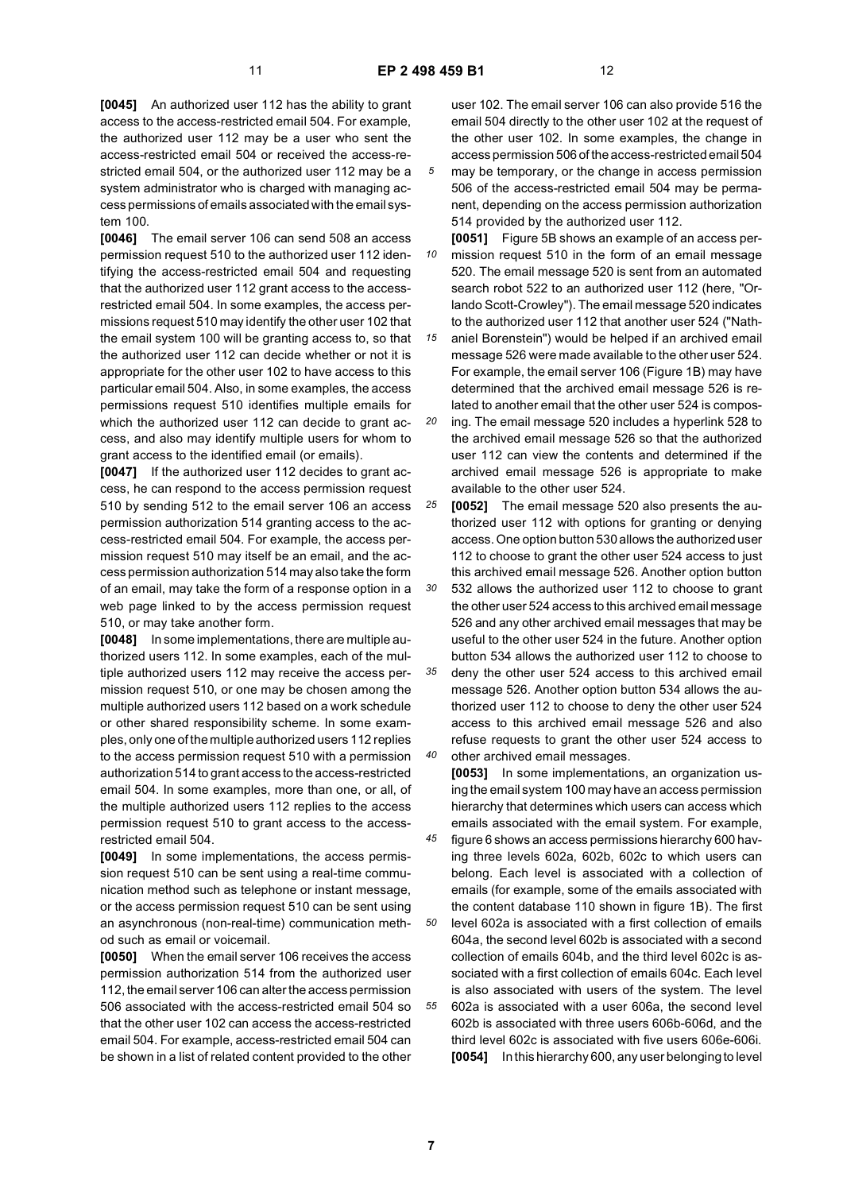**[0045]** An authorized user 112 has the ability to grant access to the access-restricted email 504. For example, the authorized user 112 may be a user who sent the access-restricted email 504 or received the access-restricted email 504, or the authorized user 112 may be a system administrator who is charged with managing access permissions of emails associated with the email system 100.

**[0046]** The email server 106 can send 508 an access permission request 510 to the authorized user 112 identifying the access-restricted email 504 and requesting that the authorized user 112 grant access to the access-restricted email 504. In some examples, the access permissions request 510 may identify the other user 102 that the email system 100 will be granting access to, so that the authorized user 112 can decide whether or not it is appropriate for the other user 102 to have access to this particular email 504. Also, in some examples, the access permissions request 510 identifies multiple emails for which the authorized user 112 can decide to grant access, and also may identify multiple users for whom to grant access to the identified email (or emails).

**[0047]** If the authorized user 112 decides to grant access, he can respond to the access permission request 510 by sending 512 to the email server 106 an access permission authorization 514 granting access to the access-restricted email 504. For example, the access permission request 510 may itself be an email, and the access permission authorization 514 may also take the form of an email, may take the form of a response option in a web page linked to by the access permission request 510, or may take another form.

**[0048]** In some implementations, there are multiple authorized users 112. In some examples, each of the multiple authorized users 112 may receive the access permission request 510, or one may be chosen among the multiple authorized users 112 based on a work schedule or other shared responsibility scheme. In some examples, only one of the multiple authorized users 112 replies to the access permission request 510 with a permission authorization 514 to grant access to the access-restricted email 504. In some examples, more than one, or all, of the multiple authorized users 112 replies to the access permission request 510 to grant access to the access-restricted email 504.

**[0049]** In some implementations, the access permission request 510 can be sent using a real-time communication method such as telephone or instant message, or the access permission request 510 can be sent using an asynchronous (non-real-time) communication method such as email or voicemail.

**[0050]** When the email server 106 receives the access permission authorization 514 from the authorized user 112, the email server 106 can alter the access permission 506 associated with the access-restricted email 504 so that the other user 102 can access the access-restricted email 504. For example, access-restricted email 504 can be shown in a list of related content provided to the other user 102. The email server 106 can also provide 516 the email 504 directly to the other user 102 at the request of the other user 102. In some examples, the change in access permission 506 of the access-restricted email 504 may be temporary, or the change in access permission 506 of the access-restricted email 504 may be permanent, depending on the access permission authorization 514 provided by the authorized user 112.

**[0051]** Figure 5B shows an example of an access permission request 510 in the form of an email message 520. The email message 520 is sent from an automated search robot 522 to an authorized user 112 (here, "Orlando Scott-Crowley"). The email message 520 indicates to the authorized user 112 that another user 524 ("Nathaniel Borenstein") would be helped if an archived email message 526 were made available to the other user 524. For example, the email server 106 (Figure 1B) may have determined that the archived email message 526 is related to another email that the other user 524 is composing. The email message 520 includes a hyperlink 528 to the archived email message 526 so that the authorized user 112 can view the contents and determined if the archived email message 526 is appropriate to make available to the other user 524.

**[0052]** The email message 520 also presents the authorized user 112 with options for granting or denying access. One option button 530 allows the authorized user 112 to choose to grant the other user 524 access to just this archived email message 526. Another option button 532 allows the authorized user 112 to choose to grant the other user 524 access to this archived email message 526 and any other archived email messages that may be useful to the other user 524 in the future. Another option button 534 allows the authorized user 112 to choose to deny the other user 524 access to this archived email message 526. Another option button 534 allows the authorized user 112 to choose to deny the other user 524 access to this archived email message 526 and also refuse requests to grant the other user 524 access to other archived email messages.

**[0053]** In some implementations, an organization using the email system 100 may have an access permission hierarchy that determines which users can access which emails associated with the email system. For example, figure 6 shows an access permissions hierarchy 600 having three levels 602a, 602b, 602c to which users can belong. Each level is associated with a collection of emails (for example, some of the emails associated with the content database 110 shown in figure 1B). The first level 602a is associated with a first collection of emails 604a, the second level 602b is associated with a second collection of emails 604b, and the third level 602c is associated with a first collection of emails 604c. Each level is also associated with users of the system. The level 602a is associated with a user 606a, the second level 602b is associated with three users 606b-606d, and the third level 602c is associated with five users 606e-606i.

**[0054]** In this hierarchy 600, any user belonging to level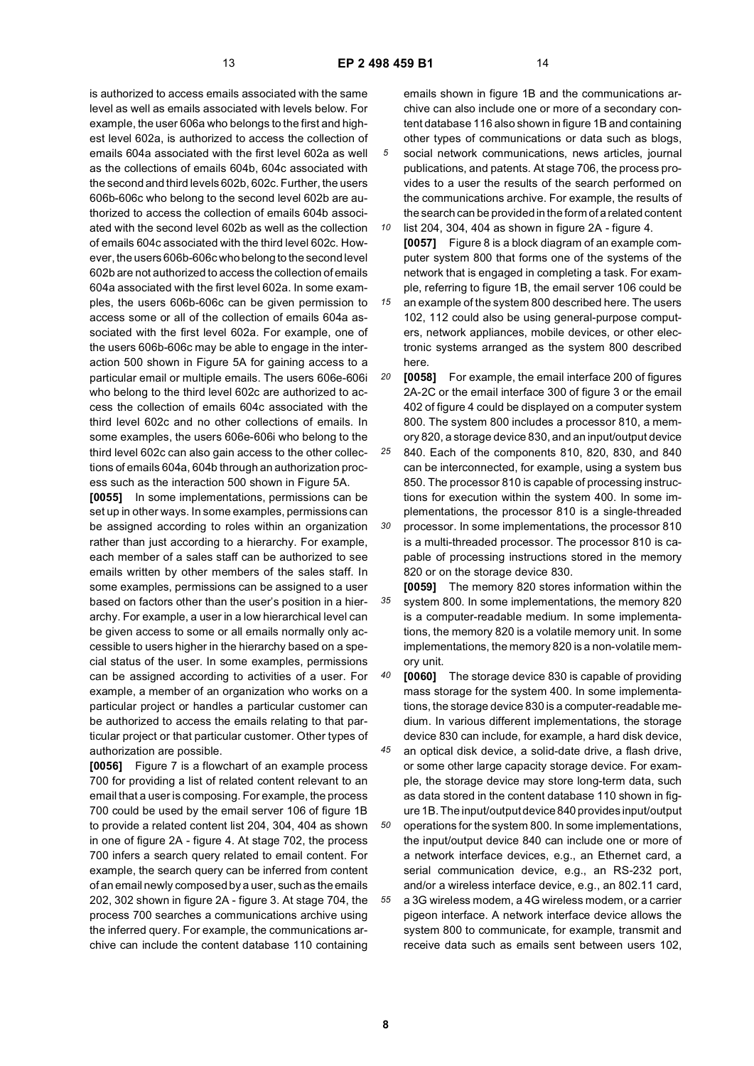is authorized to access emails associated with the same level as well as emails associated with levels below. For example, the user 606a who belongs to the first and highest level 602a, is authorized to access the collection of emails 604a associated with the first level 602a as well as the collections of emails 604b, 604c associated with the second and third levels 602b, 602c. Further, the users 606b-606c who belong to the second level 602b are authorized to access the collection of emails 604b associated with the second level 602b as well as the collection of emails 604c associated with the third level 602c. However, the users 606b-606c who belong to the second level 602b are not authorized to access the collection of emails 604a associated with the first level 602a. In some examples, the users 606b-606c can be given permission to access some or all of the collection of emails 604a associated with the first level 602a. For example, one of the users 606b-606c may be able to engage in the interaction 500 shown in Figure 5A for gaining access to a particular email or multiple emails. The users 606e-606i who belong to the third level 602c are authorized to access the collection of emails 604c associated with the third level 602c and no other collections of emails. In some examples, the users 606e-606i who belong to the third level 602c can also gain access to the other collections of emails 604a, 604b through an authorization process such as the interaction 500 shown in Figure 5A.

**[0055]** In some implementations, permissions can be set up in other ways. In some examples, permissions can be assigned according to roles within an organization rather than just according to a hierarchy. For example, each member of a sales staff can be authorized to see emails written by other members of the sales staff. In some examples, permissions can be assigned to a user based on factors other than the user's position in a hierarchy. For example, a user in a low hierarchical level can be given access to some or all emails normally only accessible to users higher in the hierarchy based on a special status of the user. In some examples, permissions can be assigned according to activities of a user. For example, a member of an organization who works on a particular project or handles a particular customer can be authorized to access the emails relating to that particular project or that particular customer. Other types of authorization are possible.

**[0056]** Figure 7 is a flowchart of an example process 700 for providing a list of related content relevant to an email that a user is composing. For example, the process 700 could be used by the email server 106 of figure 1B to provide a related content list 204, 304, 404 as shown in one of figure 2A - figure 4. At stage 702, the process 700 infers a search query related to email content. For example, the search query can be inferred from content of an email newly composed by a user, such as the emails 202, 302 shown in figure 2A - figure 3. At stage 704, the process 700 searches a communications archive using the inferred query. For example, the communications archive can include the content database 110 containing emails shown in figure 1B and the communications archive can also include one or more of a secondary content database 116 also shown in figure 1B and containing other types of communications or data such as blogs, social network communications, news articles, journal publications, and patents. At stage 706, the process provides to a user the results of the search performed on the communications archive. For example, the results of the search can be provided in the form of a related content list 204, 304, 404 as shown in figure 2A - figure 4.

**[0057]** Figure 8 is a block diagram of an example computer system 800 that forms one of the systems of the network that is engaged in completing a task. For example, referring to figure 1B, the email server 106 could be an example of the system 800 described here. The users 102, 112 could also be using general-purpose computers, network appliances, mobile devices, or other electronic systems arranged as the system 800 described here.

**[0058]** For example, the email interface 200 of figures 2A-2C or the email interface 300 of figure 3 or the email 402 of figure 4 could be displayed on a computer system 800. The system 800 includes a processor 810, a memory 820, a storage device 830, and an input/output device 840. Each of the components 810, 820, 830, and 840 can be interconnected, for example, using a system bus 850. The processor 810 is capable of processing instructions for execution within the system 400. In some implementations, the processor 810 is a single-threaded processor. In some implementations, the processor 810 is a multi-threaded processor. The processor 810 is capable of processing instructions stored in the memory 820 or on the storage device 830.

**[0059]** The memory 820 stores information within the system 800. In some implementations, the memory 820 is a computer-readable medium. In some implementations, the memory 820 is a volatile memory unit. In some implementations, the memory 820 is a non-volatile memory unit.

**[0060]** The storage device 830 is capable of providing mass storage for the system 400. In some implementations, the storage device 830 is a computer-readable medium. In various different implementations, the storage device 830 can include, for example, a hard disk device, an optical disk device, a solid-date drive, a flash drive, or some other large capacity storage device. For example, the storage device may store long-term data, such as data stored in the content database 110 shown in figure 1B. The input/output device 840 provides input/output operations for the system 800. In some implementations, the input/output device 840 can include one or more of a network interface devices, e.g., an Ethernet card, a serial communication device, e.g., an RS-232 port, and/or a wireless interface device, e.g., an 802.11 card, a 3G wireless modem, a 4G wireless modem, or a carrier pigeon interface. A network interface device allows the system 800 to communicate, for example, transmit and receive data such as emails sent between users 102,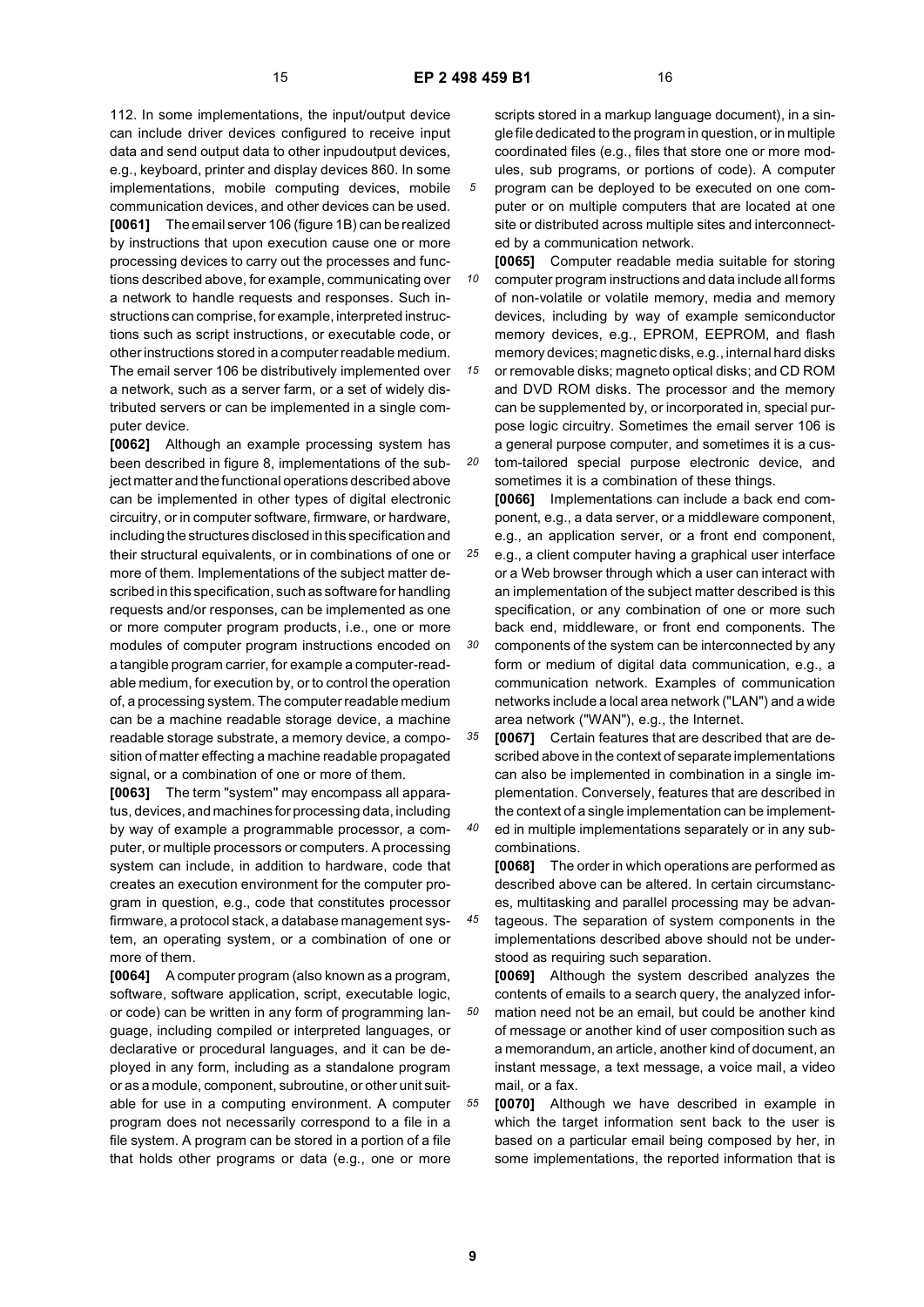112. In some implementations, the input/output device can include driver devices configured to receive input data and send output data to other inputoutput devices, e.g., keyboard, printer and display devices 860. In some implementations, mobile computing devices, mobile communication devices, and other devices can be used.

**[0061]** The email server 106 (figure 1B) can be realized by instructions that upon execution cause one or more processing devices to carry out the processes and functions described above, for example, communicating over a network to handle requests and responses. Such instructions can comprise, for example, interpreted instructions such as script instructions, or executable code, or other instructions stored in a computer readable medium. The email server 106 be distributively implemented over a network, such as a server farm, or a set of widely distributed servers or can be implemented in a single computer device.

**[0062]** Although an example processing system has been described in figure 8, implementations of the subject matter and the functional operations described above can be implemented in other types of digital electronic circuitry, or in computer software, firmware, or hardware, including the structures disclosed in this specification and their structural equivalents, or in combinations of one or more of them. Implementations of the subject matter described in this specification, such as software for handling requests and/or responses, can be implemented as one or more computer program products, i.e., one or more modules of computer program instructions encoded on a tangible program carrier, for example a computer-readable medium, for execution by, or to control the operation of, a processing system. The computer readable medium can be a machine readable storage device, a machine readable storage substrate, a memory device, a composition of matter effecting a machine readable propagated signal, or a combination of one or more of them.

**[0063]** The term "system" may encompass all apparatus, devices, and machines for processing data, including by way of example a programmable processor, a computer, or multiple processors or computers. A processing system can include, in addition to hardware, code that creates an execution environment for the computer program in question, e.g., code that constitutes processor firmware, a protocol stack, a database management system, an operating system, or a combination of one or more of them.

**[0064]** A computer program (also known as a program, software, software application, script, executable logic, or code) can be written in any form of programming language, including compiled or interpreted languages, or declarative or procedural languages, and it can be deployed in any form, including as a standalone program or as a module, component, subroutine, or other unit suitable for use in a computing environment. A computer program does not necessarily correspond to a file in a file system. A program can be stored in a portion of a file that holds other programs or data (e.g., one or more scripts stored in a markup language document), in a single file dedicated to the program in question, or in multiple coordinated files (e.g., files that store one or more modules, sub programs, or portions of code). A computer program can be deployed to be executed on one computer or on multiple computers that are located at one site or distributed across multiple sites and interconnected by a communication network.

**[0065]** Computer readable media suitable for storing computer program instructions and data include all forms of non-volatile or volatile memory, media and memory devices, including by way of example semiconductor memory devices, e.g., EPROM, EEPROM, and flash memory devices; magnetic disks, e.g., internal hard disks or removable disks; magneto optical disks; and CD ROM and DVD ROM disks. The processor and the memory can be supplemented by, or incorporated in, special purpose logic circuitry. Sometimes the email server 106 is a general purpose computer, and sometimes it is a custom-tailored special purpose electronic device, and sometimes it is a combination of these things.

**[0066]** Implementations can include a back end component, e.g., a data server, or a middleware component, e.g., an application server, or a front end component, e.g., a client computer having a graphical user interface or a Web browser through which a user can interact with an implementation of the subject matter described is this specification, or any combination of one or more such back end, middleware, or front end components. The components of the system can be interconnected by any form or medium of digital data communication, e.g., a communication network. Examples of communication networks include a local area network ("LAN") and a wide area network ("WAN"), e.g., the Internet.

**[0067]** Certain features that are described above in the context of separate implementations can also be implemented in combination in a single implementation. Conversely, features that are described in the context of a single implementation can be implemented in multiple implementations separately or in any subcombinations.

**[0068]** The order in which operations are performed as described above can be altered. In certain circumstances, multitasking and parallel processing may be advantageous. The separation of system components in the implementations described above should not be understood as requiring such separation.

**[0069]** Although the system described analyzes the contents of emails to a search query, the analyzed information need not be an email, but could be another kind of message or another kind of user composition such as a memorandum, an article, another kind of document, an instant message, a text message, a voice mail, a video mail, or a fax.

**[0070]** Although we have described in example in which the target information sent back to the user is based on a particular email being composed by her, in some implementations, the reported information that is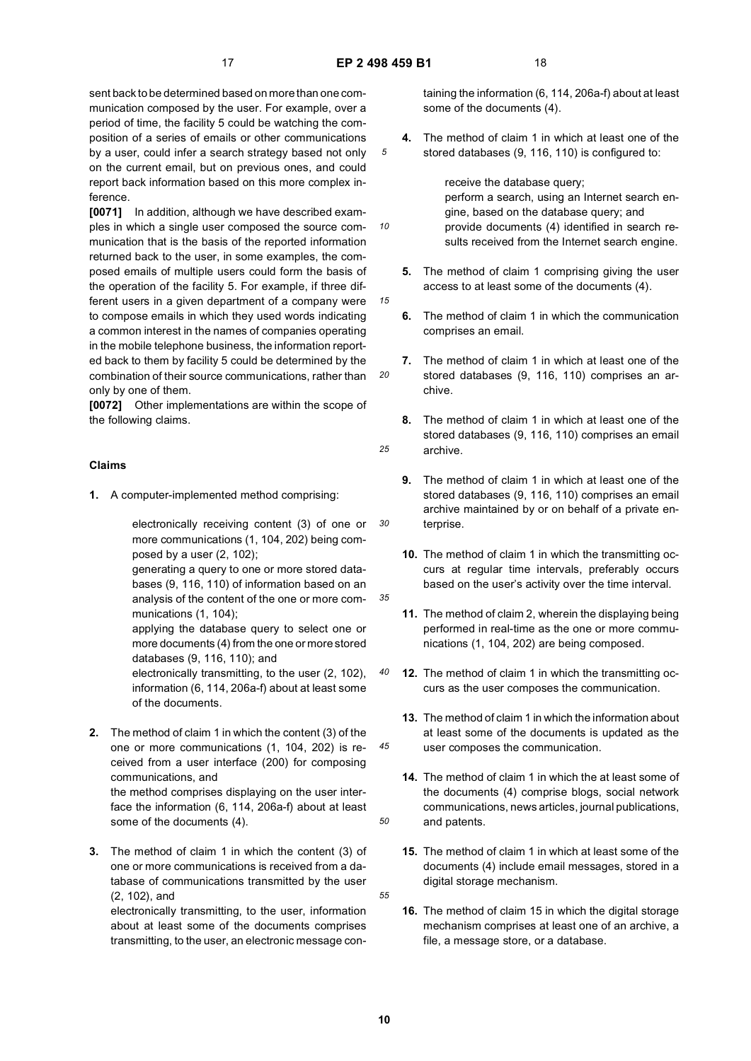sent back to be determined based on more than one communication composed by the user. For example, over a period of time, the facility 5 could be watching the composition of a series of emails or other communications by a user, could infer a search strategy based not only on the current email, but on previous ones, and could report back information based on this more complex inference.

**[0071]** In addition, although we have described examples in which a single user composed the source communication that is the basis of the reported information returned back to the user, in some examples, the composed emails of multiple users could form the basis of the operation of the facility 5. For example, if three different users in a given department of a company were to compose emails in which they used words indicating a common interest in the names of companies operating in the mobile telephone business, the information reported back to them by facility 5 could be determined by the combination of their source communications, rather than only by one of them.

**[0072]** Other implementations are within the scope of the following claims.

## Claims

1. A computer-implemented method comprising:

   electronically receiving content (3) of one or more communications (1, 104, 202) being composed by a user (2, 102);
   generating a query to one or more stored databases (9, 116, 110) of information based on an analysis of the content of the one or more communications (1, 104);
   applying the database query to select one or more documents (4) from the one or more stored databases (9, 116, 110); and
   electronically transmitting, to the user (2, 102), information (6, 114, 206a-f) about at least some of the documents.

2. The method of claim 1 in which the content (3) of the one or more communications (1, 104, 202) is received from a user interface (200) for composing communications, and
   the method comprises displaying on the user interface the information (6, 114, 206a-f) about at least some of the documents (4).

3. The method of claim 1 in which the content (3) of one or more communications is received from a database of communications transmitted by the user (2, 102), and
   electronically transmitting, to the user, information about at least some of the documents comprises transmitting, to the user, an electronic message containing the information (6, 114, 206a-f) about at least some of the documents (4).

4. The method of claim 1 in which at least one of the stored databases (9, 116, 110) is configured to:

   receive the database query;
   perform a search, using an Internet search engine, based on the database query; and
   provide documents (4) identified in search results received from the Internet search engine.

5. The method of claim 1 comprising giving the user access to at least some of the documents (4).

6. The method of claim 1 in which the communication comprises an email.

7. The method of claim 1 in which at least one of the stored databases (9, 116, 110) comprises an archive.

8. The method of claim 1 in which at least one of the stored databases (9, 116, 110) comprises an email archive.

9. The method of claim 1 in which at least one of the stored databases (9, 116, 110) comprises an email archive maintained by or on behalf of a private enterprise.

10. The method of claim 1 in which the transmitting occurs at regular time intervals, preferably occurs based on the user's activity over the time interval.

11. The method of claim 2, wherein the displaying being performed in real-time as the one or more communications (1, 104, 202) are being composed.

12. The method of claim 1 in which the transmitting occurs as the user composes the communication.

13. The method of claim 1 in which the information about at least some of the documents is updated as the user composes the communication.

14. The method of claim 1 in which the at least some of the documents (4) comprise blogs, social network communications, news articles, journal publications, and patents.

15. The method of claim 1 in which at least some of the documents (4) include email messages, stored in a digital storage mechanism.

16. The method of claim 15 in which the digital storage mechanism comprises at least one of an archive, a file, a message store, or a database.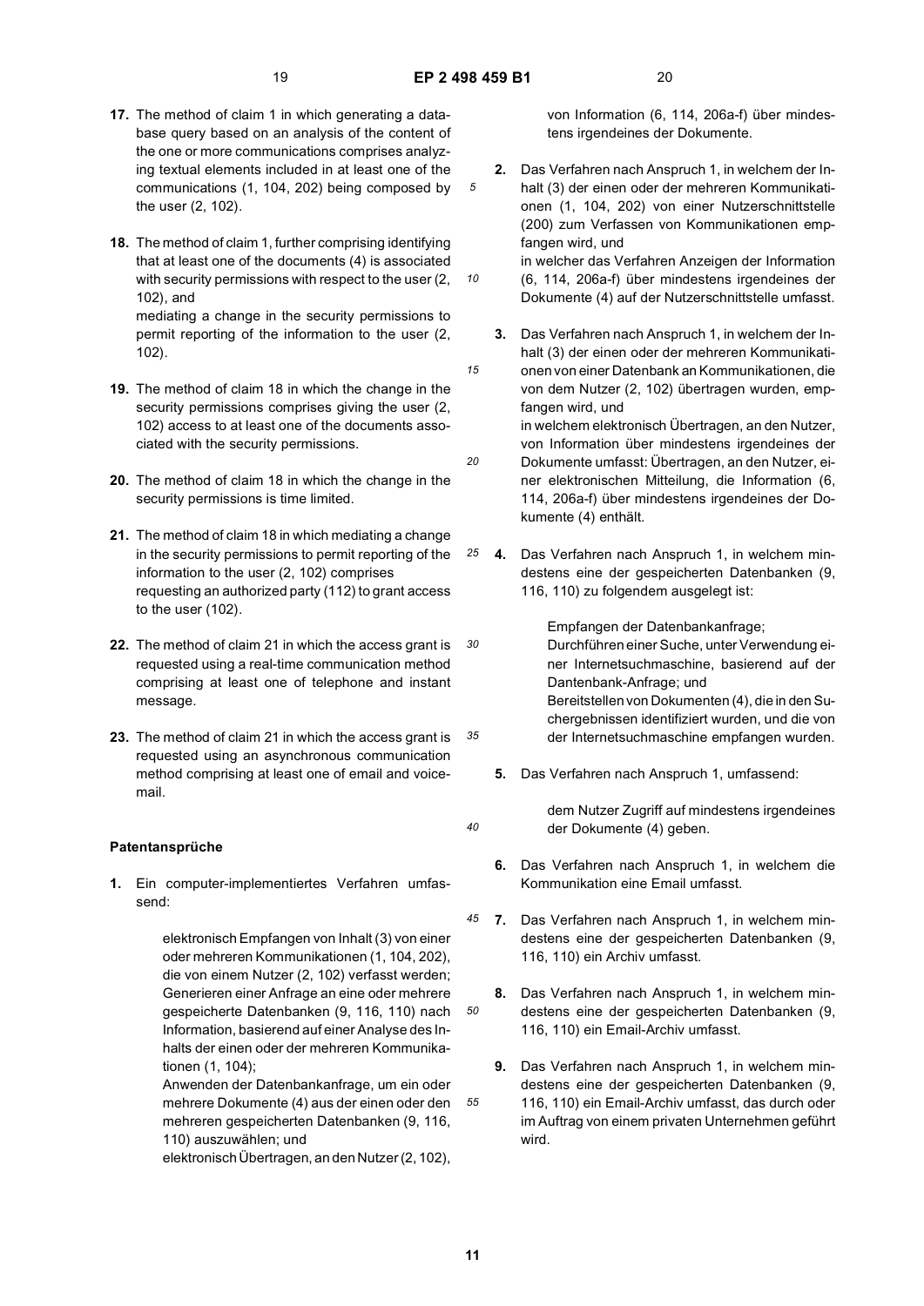**17.** The method of claim 1 in which generating a database query based on an analysis of the content of the one or more communications comprises analyzing textual elements included in at least one of the communications (1, 104, 202) being composed by the user (2, 102).

**18.** The method of claim 1, further comprising identifying that at least one of the documents (4) is associated with security permissions with respect to the user (2, 102), and
mediating a change in the security permissions to permit reporting of the information to the user (2, 102).

**19.** The method of claim 18 in which the change in the security permissions comprises giving the user (2, 102) access to at least one of the documents associated with the security permissions.

**20.** The method of claim 18 in which the change in the security permissions is time limited.

**21.** The method of claim 18 in which mediating a change in the security permissions to permit reporting of the information to the user (2, 102) comprises
requesting an authorized party (112) to grant access to the user (102).

**22.** The method of claim 21 in which the access grant is requested using a real-time communication method comprising at least one of telephone and instant message.

**23.** The method of claim 21 in which the access grant is requested using an asynchronous communication method comprising at least one of email and voicemail.

## Patentansprüche

**1.** Ein computer-implementiertes Verfahren umfassend:

> elektronisch Empfangen von Inhalt (3) von einer oder mehreren Kommunikationen (1, 104, 202), die von einem Nutzer (2, 102) verfasst werden;
> Generieren einer Anfrage an eine oder mehrere gespeicherte Datenbanken (9, 116, 110) nach Information, basierend auf einer Analyse des Inhalts der einen oder der mehreren Kommunikationen (1, 104);
> Anwenden der Datenbankanfrage, um ein oder mehrere Dokumente (4) aus der einen oder den mehreren gespeicherten Datenbanken (9, 116, 110) auszuwählen; und
> elektronisch Übertragen, an den Nutzer (2, 102), von Information (6, 114, 206a-f) über mindestens irgendeines der Dokumente.

**2.** Das Verfahren nach Anspruch 1, in welchem der Inhalt (3) der einen oder der mehreren Kommunikationen (1, 104, 202) von einer Nutzerschnittstelle (200) zum Verfassen von Kommunikationen empfangen wird, und
in welcher das Verfahren Anzeigen der Information (6, 114, 206a-f) über mindestens irgendeines der Dokumente (4) auf der Nutzerschnittstelle umfasst.

**3.** Das Verfahren nach Anspruch 1, in welchem der Inhalt (3) der einen oder der mehreren Kommunikationen von einer Datenbank an Kommunikationen, die von dem Nutzer (2, 102) übertragen wurden, empfangen wird, und
in welchem elektronisch Übertragen, an den Nutzer, von Information über mindestens irgendeines der Dokumente umfasst: Übertragen, an den Nutzer, einer elektronischen Mitteilung, die Information (6, 114, 206a-f) über mindestens irgendeines der Dokumente (4) enthält.

**4.** Das Verfahren nach Anspruch 1, in welchem mindestens eine der gespeicherten Datenbanken (9, 116, 110) zu folgendem ausgelegt ist:

> Empfangen der Datenbankanfrage;
> Durchführen einer Suche, unter Verwendung einer Internetsuchmaschine, basierend auf der Dantenbank-Anfrage; und
> Bereitstellen von Dokumenten (4), die in den Suchergebnissen identifiziert wurden, und die von der Internetsuchmaschine empfangen wurden.

**5.** Das Verfahren nach Anspruch 1, umfassend:

> dem Nutzer Zugriff auf mindestens irgendeines der Dokumente (4) geben.

**6.** Das Verfahren nach Anspruch 1, in welchem die Kommunikation eine Email umfasst.

**7.** Das Verfahren nach Anspruch 1, in welchem mindestens eine der gespeicherten Datenbanken (9, 116, 110) ein Archiv umfasst.

**8.** Das Verfahren nach Anspruch 1, in welchem mindestens eine der gespeicherten Datenbanken (9, 116, 110) ein Email-Archiv umfasst.

**9.** Das Verfahren nach Anspruch 1, in welchem mindestens eine der gespeicherten Datenbanken (9, 116, 110) ein Email-Archiv umfasst, das durch oder im Auftrag von einem privaten Unternehmen geführt wird.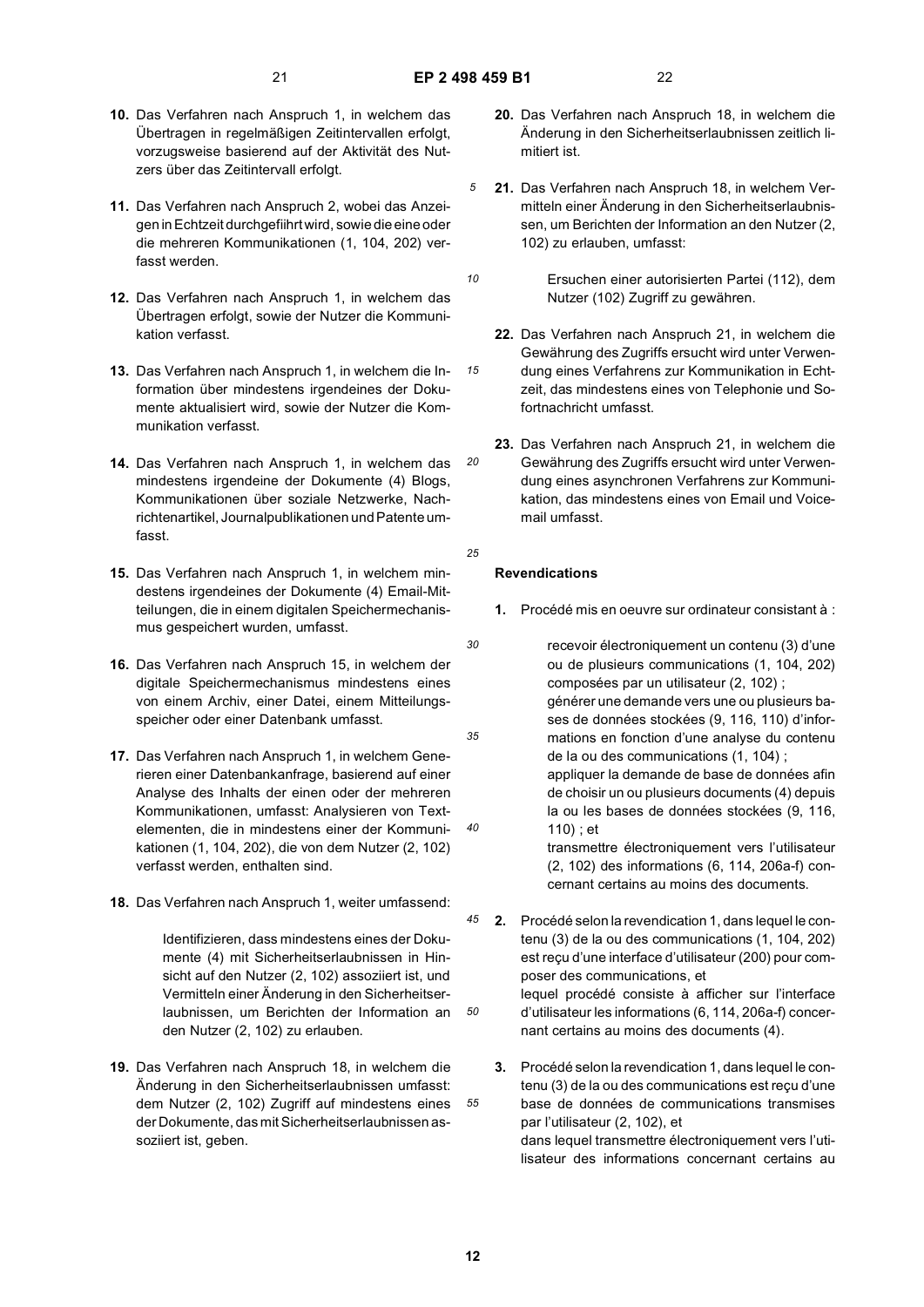10. Das Verfahren nach Anspruch 1, in welchem das Übertragen in regelmäßigen Zeitintervallen erfolgt, vorzugsweise basierend auf der Aktivität des Nutzers über das Zeitintervall erfolgt.

11. Das Verfahren nach Anspruch 2, wobei das Anzeigen in Echtzeit durchgefiihrt wird, sowie die eine oder die mehreren Kommunikationen (1, 104, 202) verfasst werden.

12. Das Verfahren nach Anspruch 1, in welchem das Übertragen erfolgt, sowie der Nutzer die Kommunikation verfasst.

13. Das Verfahren nach Anspruch 1, in welchem die Information über mindestens irgendeines der Dokumente aktualisiert wird, sowie der Nutzer die Kommunikation verfasst.

14. Das Verfahren nach Anspruch 1, in welchem das mindestens irgendeine der Dokumente (4) Blogs, Kommunikationen über soziale Netzwerke, Nachrichtenartikel, Journalpublikationen und Patente umfasst.

15. Das Verfahren nach Anspruch 1, in welchem mindestens irgendeines der Dokumente (4) Email-Mitteilungen, die in einem digitalen Speichermechanismus gespeichert wurden, umfasst.

16. Das Verfahren nach Anspruch 15, in welchem der digitale Speichermechanismus mindestens eines von einem Archiv, einer Datei, einem Mitteilungsspeicher oder einer Datenbank umfasst.

17. Das Verfahren nach Anspruch 1, in welchem Generieren einer Datenbankanfrage, basierend auf einer Analyse des Inhalts der einen oder der mehreren Kommunikationen, umfasst: Analysieren von Textelementen, die in mindestens einer der Kommunikationen (1, 104, 202), die von dem Nutzer (2, 102) verfasst werden, enthalten sind.

18. Das Verfahren nach Anspruch 1, weiter umfassend:

    Identifizieren, dass mindestens eines der Dokumente (4) mit Sicherheitserlaubnissen in Hinsicht auf den Nutzer (2, 102) assoziiert ist, und Vermitteln einer Änderung in den Sicherheitserlaubnissen, um Berichten der Information an den Nutzer (2, 102) zu erlauben.

19. Das Verfahren nach Anspruch 18, in welchem die Änderung in den Sicherheitserlaubnissen umfasst: dem Nutzer (2, 102) Zugriff auf mindestens eines der Dokumente, das mit Sicherheitserlaubnissen assoziiert ist, geben.

20. Das Verfahren nach Anspruch 18, in welchem die Änderung in den Sicherheitserlaubnissen zeitlich limitiert ist.

21. Das Verfahren nach Anspruch 18, in welchem Vermitteln einer Änderung in den Sicherheitserlaubnissen, um Berichten der Information an den Nutzer (2, 102) zu erlauben, umfasst:

    Ersuchen einer autorisierten Partei (112), dem Nutzer (102) Zugriff zu gewähren.

22. Das Verfahren nach Anspruch 21, in welchem die Gewährung des Zugriffs ersucht wird unter Verwendung eines Verfahrens zur Kommunikation in Echtzeit, das mindestens eines von Telephonie und Sofortnachricht umfasst.

23. Das Verfahren nach Anspruch 21, in welchem die Gewährung des Zugriffs ersucht wird unter Verwendung eines asynchronen Verfahrens zur Kommunikation, das mindestens eines von Email und Voicemail umfasst.

## Revendications

1. Procédé mis en oeuvre sur ordinateur consistant à :

    recevoir électroniquement un contenu (3) d'une ou de plusieurs communications (1, 104, 202) composées par un utilisateur (2, 102) ;
    générer une demande vers une ou plusieurs bases de données stockées (9, 116, 110) d'informations en fonction d'une analyse du contenu de la ou des communications (1, 104) ;
    appliquer la demande de base de données afin de choisir un ou plusieurs documents (4) depuis la ou les bases de données stockées (9, 116, 110) ; et
    transmettre électroniquement vers l'utilisateur (2, 102) des informations (6, 114, 206a-f) concernant certains au moins des documents.

2. Procédé selon la revendication 1, dans lequel le contenu (3) de la ou des communications (1, 104, 202) est reçu d'une interface d'utilisateur (200) pour composer des communications, et
lequel procédé consiste à afficher sur l'interface d'utilisateur les informations (6, 114, 206a-f) concernant certains au moins des documents (4).

3. Procédé selon la revendication 1, dans lequel le contenu (3) de la ou des communications est reçu d'une base de données de communications transmises par l'utilisateur (2, 102), et
dans lequel transmettre électroniquement vers l'utilisateur des informations concernant certains au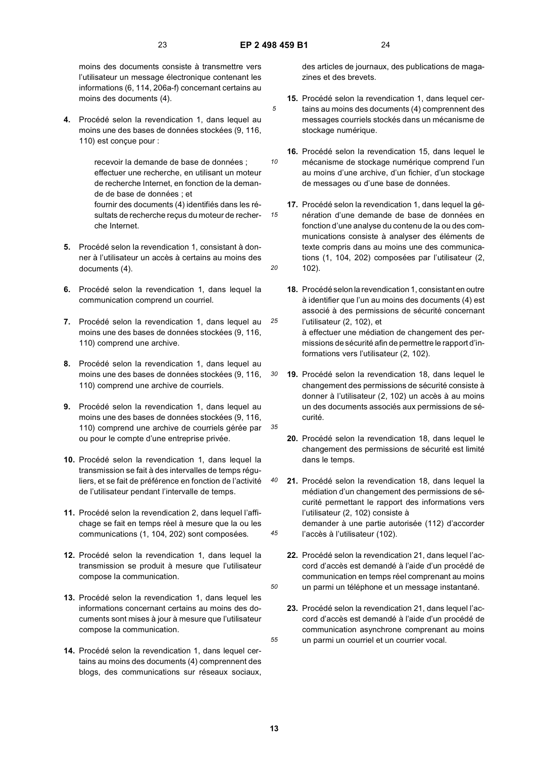moins des documents consiste à transmettre vers l'utilisateur un message électronique contenant les informations (6, 114, 206a-f) concernant certains au moins des documents (4).

4. Procédé selon la revendication 1, dans lequel au moins une des bases de données stockées (9, 116, 110) est conçue pour :

   recevoir la demande de base de données ;
   effectuer une recherche, en utilisant un moteur de recherche Internet, en fonction de la demande de base de données ; et
   fournir des documents (4) identifiés dans les résultats de recherche reçus du moteur de recherche Internet.

5. Procédé selon la revendication 1, consistant à donner à l'utilisateur un accès à certains au moins des documents (4).

6. Procédé selon la revendication 1, dans lequel la communication comprend un courriel.

7. Procédé selon la revendication 1, dans lequel au moins une des bases de données stockées (9, 116, 110) comprend une archive.

8. Procédé selon la revendication 1, dans lequel au moins une des bases de données stockées (9, 116, 110) comprend une archive de courriels.

9. Procédé selon la revendication 1, dans lequel au moins une des bases de données stockées (9, 116, 110) comprend une archive de courriels gérée par ou pour le compte d'une entreprise privée.

10. Procédé selon la revendication 1, dans lequel la transmission se fait à des intervalles de temps réguliers, et se fait de préférence en fonction de l'activité de l'utilisateur pendant l'intervalle de temps.

11. Procédé selon la revendication 2, dans lequel l'affichage se fait en temps réel à mesure que la ou les communications (1, 104, 202) sont composées.

12. Procédé selon la revendication 1, dans lequel la transmission se produit à mesure que l'utilisateur compose la communication.

13. Procédé selon la revendication 1, dans lequel les informations concernant certains au moins des documents sont mises à jour à mesure que l'utilisateur compose la communication.

14. Procédé selon la revendication 1, dans lequel certains au moins des documents (4) comprennent des blogs, des communications sur réseaux sociaux, des articles de journaux, des publications de magazines et des brevets.

15. Procédé selon la revendication 1, dans lequel certains au moins des documents (4) comprennent des messages courriels stockés dans un mécanisme de stockage numérique.

16. Procédé selon la revendication 15, dans lequel le mécanisme de stockage numérique comprend l'un au moins d'une archive, d'un fichier, d'un stockage de messages ou d'une base de données.

17. Procédé selon la revendication 1, dans lequel la génération d'une demande de base de données en fonction d'une analyse du contenu de la ou des communications consiste à analyser des éléments de texte compris dans au moins une des communications (1, 104, 202) composées par l'utilisateur (2, 102).

18. Procédé selon la revendication 1, consistant en outre à identifier que l'un au moins des documents (4) est associé à des permissions de sécurité concernant l'utilisateur (2, 102), et
   à effectuer une médiation de changement des permissions de sécurité afin de permettre le rapport d'informations vers l'utilisateur (2, 102).

19. Procédé selon la revendication 18, dans lequel le changement des permissions de sécurité consiste à donner à l'utilisateur (2, 102) un accès à au moins un des documents associés aux permissions de sécurité.

20. Procédé selon la revendication 18, dans lequel le changement des permissions de sécurité est limité dans le temps.

21. Procédé selon la revendication 18, dans lequel la médiation d'un changement des permissions de sécurité permettant le rapport des informations vers l'utilisateur (2, 102) consiste à
   demander à une partie autorisée (112) d'accorder l'accès à l'utilisateur (102).

22. Procédé selon la revendication 21, dans lequel l'accord d'accès est demandé à l'aide d'un procédé de communication en temps réel comprenant au moins un parmi un téléphone et un message instantané.

23. Procédé selon la revendication 21, dans lequel l'accord d'accès est demandé à l'aide d'un procédé de communication asynchrone comprenant au moins un parmi un courriel et un courrier vocal.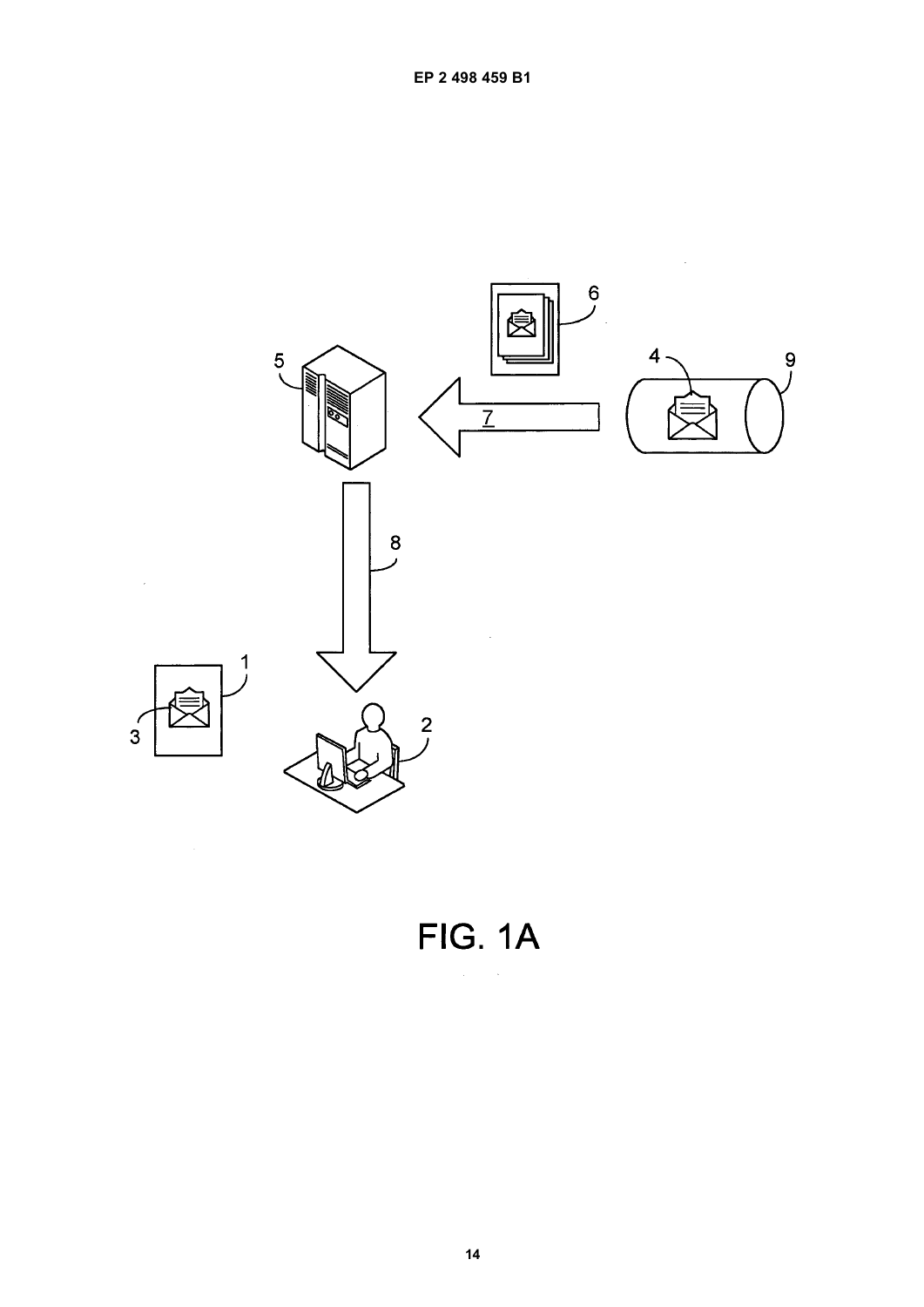FIG. 1A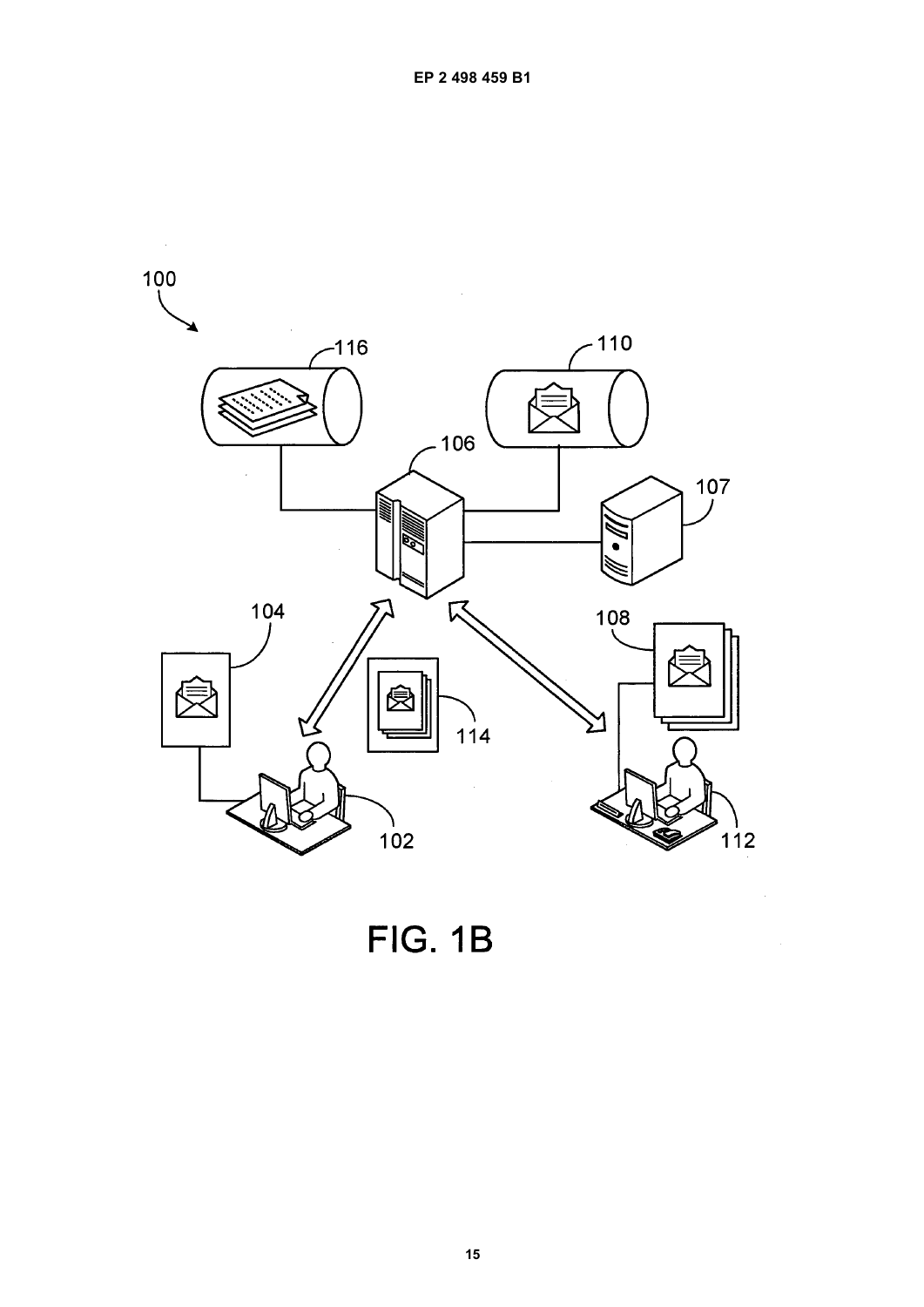FIG. 1B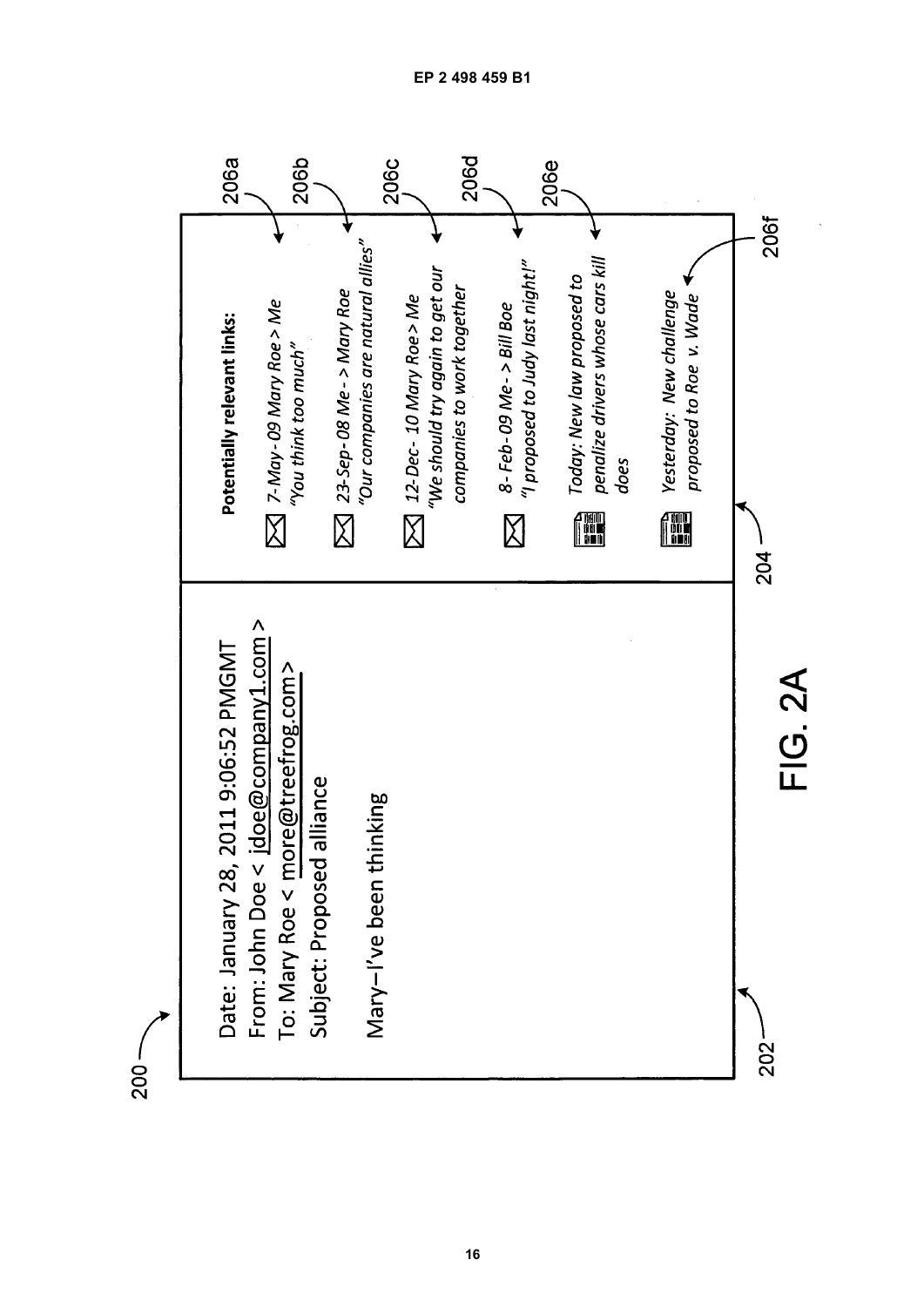200

Date: January 28, 2011 9:06:52 PMGMT
From: John Doe < jdoe@company1.com >
To: Mary Roe < more@treefrog.com>
Subject: Proposed alliance

Mary–I've been thinking

202

**Potentially relevant links:**

- *7-May-09 Mary Roe > Me "You think too much"* — 206a
- *23-Sep-08 Me -> Mary Roe "Our companies are natural allies"* — 206b
- *12-Dec-10 Mary Roe > Me "We should try again to get our companies to work together* — 206c
- *8-Feb-09 Me -> Bill Boe "I proposed to Judy last night!"* — 206d
- *Today: New law proposed to penalize drivers whose cars kill does* — 206e
- *Yesterday: New challenge proposed to Roe v. Wade* — 206f

204

FIG. 2A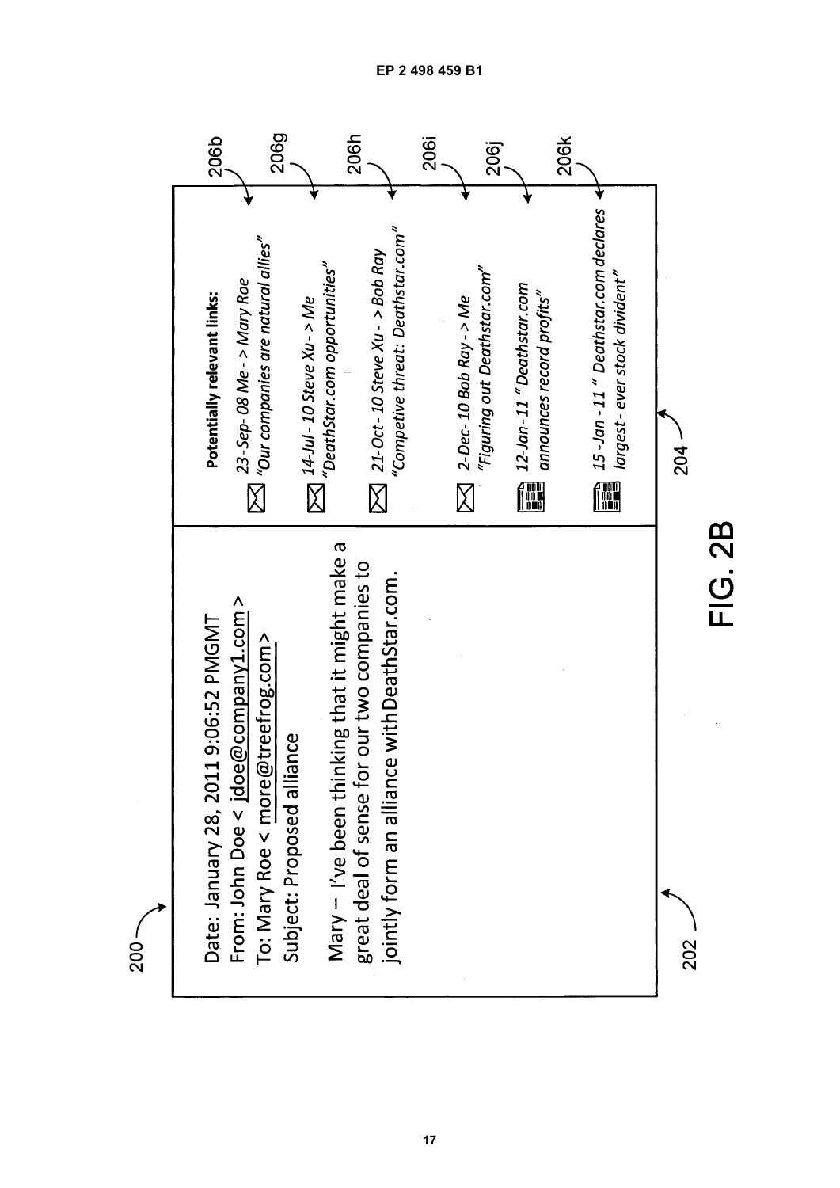Date: January 28, 2011 9:06:52 PMGMT
From: John Doe < jdoe@company1.com >
To: Mary Roe < more@treefrog.com>
Subject: Proposed alliance

Mary – I've been thinking that it might make a great deal of sense for our two companies to jointly form an alliance with DeathStar.com.

**Potentially relevant links:**

*23-Sep-08 Me - > Mary Roe "Our companies are natural allies"*

*14-Jul-10 Steve Xu - > Me "DeathStar.com opportunities"*

*21-Oct-10 Steve Xu - > Bob Ray "Competive threat: Deathstar.com"*

*2-Dec-10 Bob Ray - > Me "Figuring out Deathstar.com"*

*12-Jan-11 " Deathstar.com announces record profits"*

*15-Jan-11 " Deathstar.com declares largest - ever stock divident"*

200, 202, 204, 206b, 206g, 206h, 206i, 206j, 206k

FIG. 2B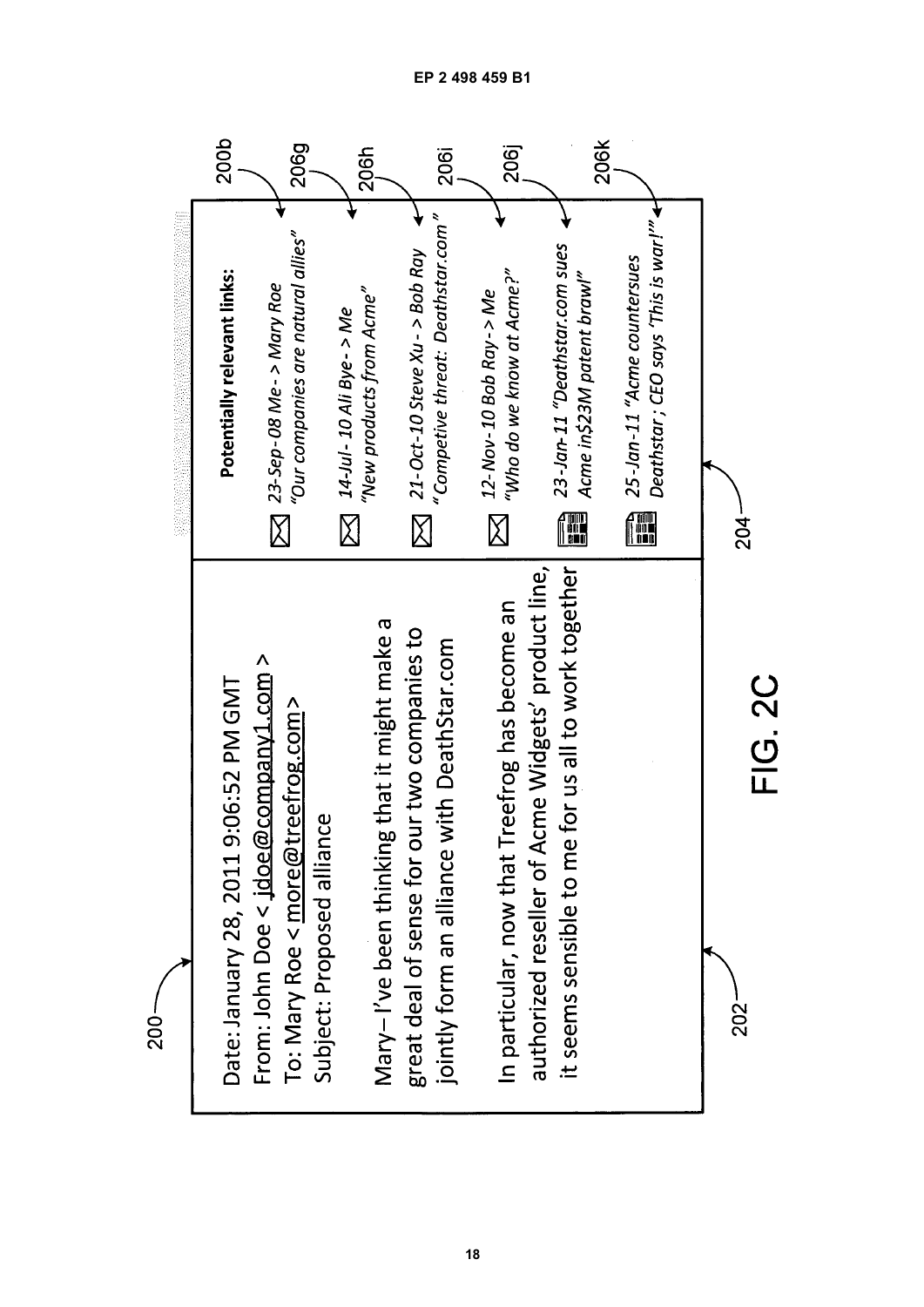Date: January 28, 2011 9:06:52 PM GMT
From: John Doe < jdoe@company1.com >
To: Mary Roe < more@treefrog.com>
Subject: Proposed alliance

Mary– I've been thinking that it might make a great deal of sense for our two companies to jointly form an alliance with DeathStar.com

In particular, now that Treefrog has become an authorized reseller of Acme Widgets' product line, it seems sensible to me for us all to work together

**Potentially relevant links:**

- *23-Sep-08 Me- > Mary Roe "Our companies are natural allies"*
- *14-Jul- 10 Ali Bye- > Me "New products from Acme"*
- *21-Oct-10 Steve Xu - > Bob Ray "Competive threat: Deathstar.com"*
- *12-Nov-10 Bob Ray- > Me "Who do we know at Acme?"*
- *23-Jan-11 "Deathstar.com sues Acme in$23M patent brawl"*
- *25-Jan-11 "Acme countersues Deathstar ; CEO says 'This is war!'"*

200, 200b, 202, 204, 206g, 206h, 206i, 206j, 206k

FIG. 2C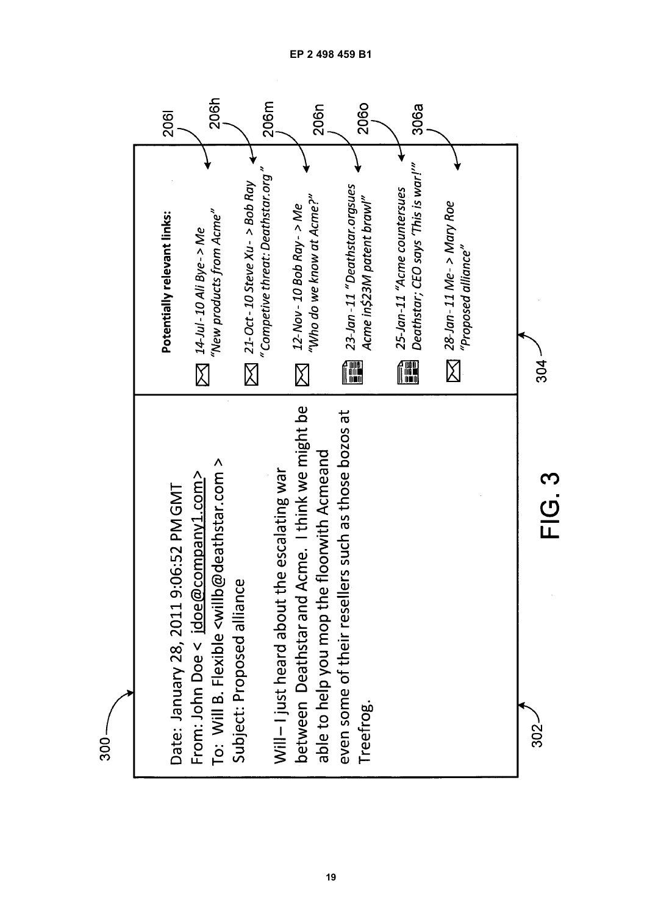Date: January 28, 2011 9:06:52 PM GMT
From: John Doe < jdoe@company1.com>
To: Will B. Flexible <willb@deathstar.com >
Subject: Proposed alliance

Will – I just heard about the escalating war between Deathstar and Acme. I think we might be able to help you mop the floorwith Acmeand even some of their resellers such as those bozos at Treefrog.

**Potentially relevant links:**

- *14-Jul-10 Ali Bye -> Me "New products from Acme"* (206l)
- *21-Oct-10 Steve Xu -> Bob Ray "Competive threat: Deathstar.org"* (206h)
- *12-Nov-10 Bob Ray -> Me "Who do we know at Acme?"* (206m)
- *23-Jan-11 "Deathstar.orgsues Acme in$23M patent brawl"* (206n)
- *25-Jan-11 "Acme countersues Deathstar; CEO says 'This is war!'"* (206o)
- *28-Jan-11 Me -> Mary Roe "Proposed alliance"* (306a)

300, 302, 304

FIG. 3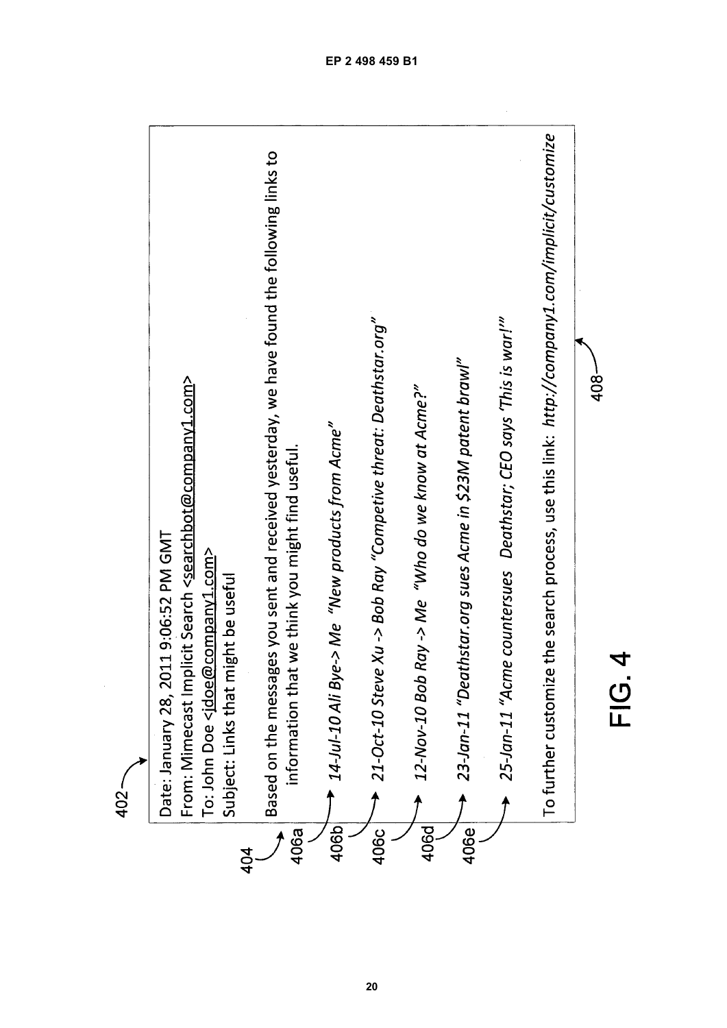402

Date: January 28, 2011 9:06:52 PM GMT
From: Mimecast Implicit Search <searchbot@company1.com>
To: John Doe <jdoe@company1.com>
Subject: Links that might be useful

404

Based on the messages you sent and received yesterday, we have found the following links to information that we think you might find useful.

406a *14-Jul-10 Ali Bye-> Me "New products from Acme"*

406b *21-Oct-10 Steve Xu -> Bob Ray "Competive threat: Deathstar.org"*

406c *12-Nov-10 Bob Ray -> Me "Who do we know at Acme?"*

406d *23-Jan-11 "Deathstar.org sues Acme in $23M patent brawl"*

406e *25-Jan-11 "Acme countersues Deathstar; CEO says 'This is war!'"*

To further customize the search process, use this link: *http://company1.com/implicit/customize*

408

FIG. 4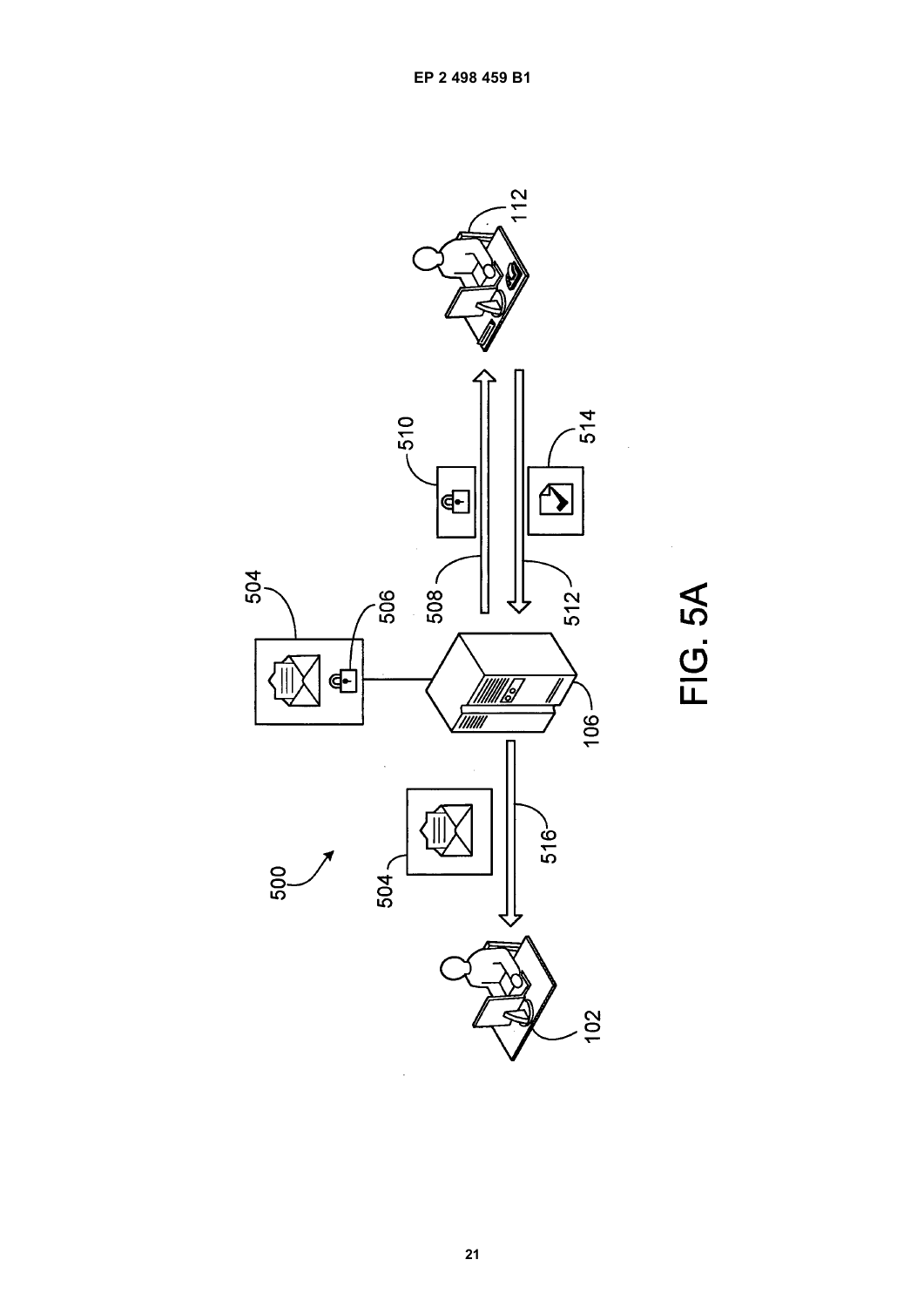FIG. 5A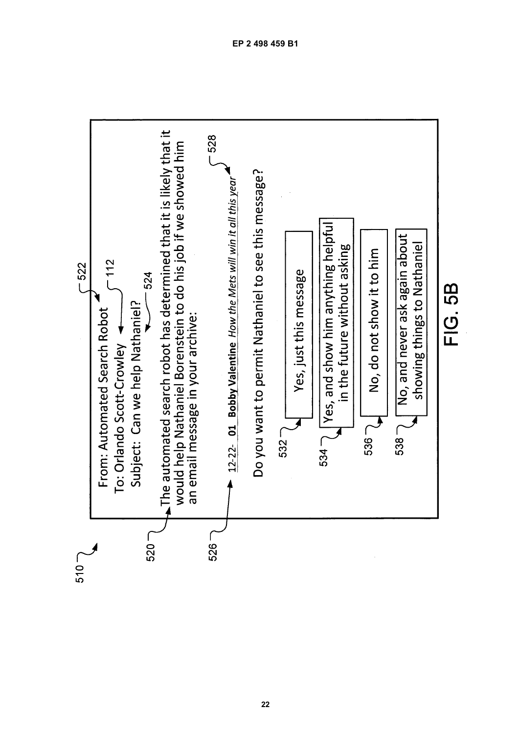From: Automated Search Robot

To: Orlando Scott-Crowley

Subject: Can we help Nathaniel?

The automated search robot has determined that it is likely that it would help Nathaniel Borenstein to do his job if we showed him an email message in your archive:

12-22 **01** **Bobby Valentine** *How the Mets will win it all this year*

Do you want to permit Nathaniel to see this message?

- Yes, just this message
- Yes, and show him anything helpful in the future without asking
- No, do not show it to him
- No, and never ask again about showing things to Nathaniel

510, 520, 522, 112, 524, 526, 528, 532, 534, 536, 538

FIG. 5B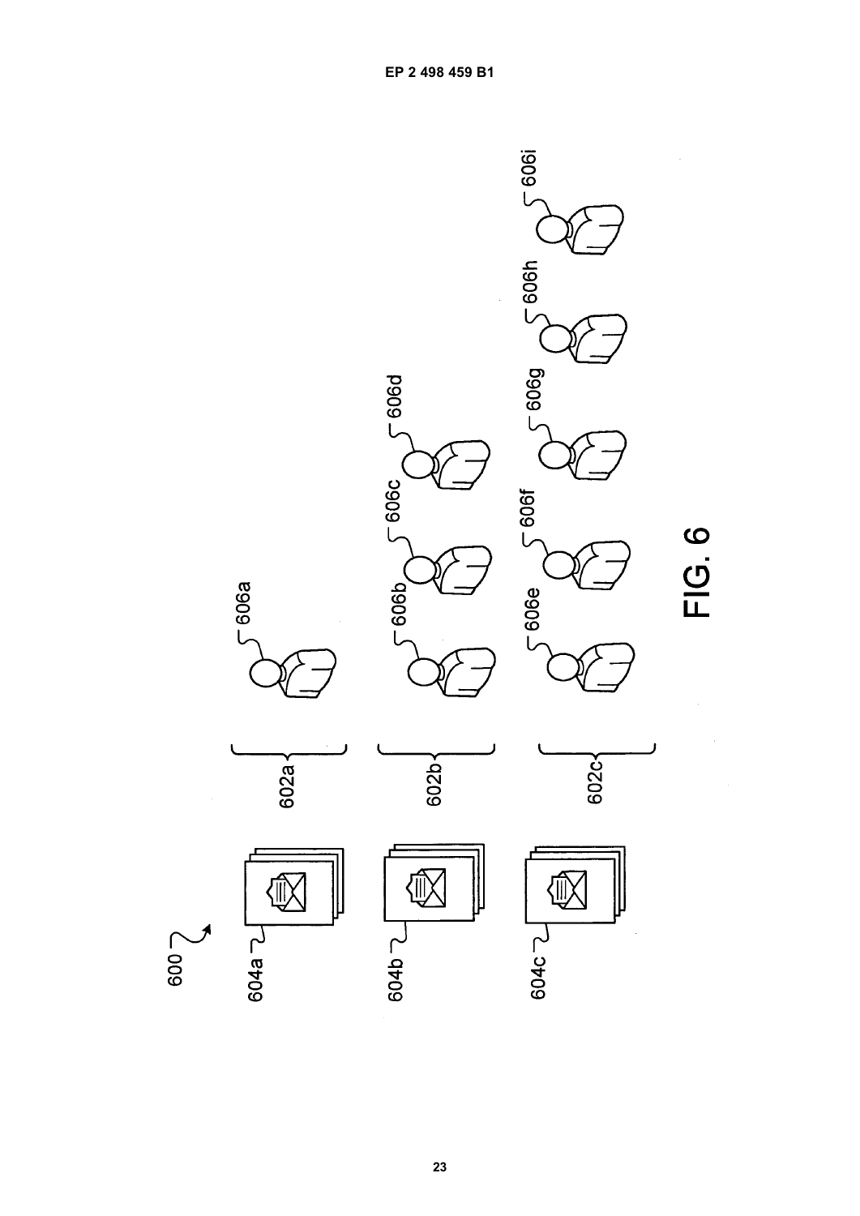FIG. 6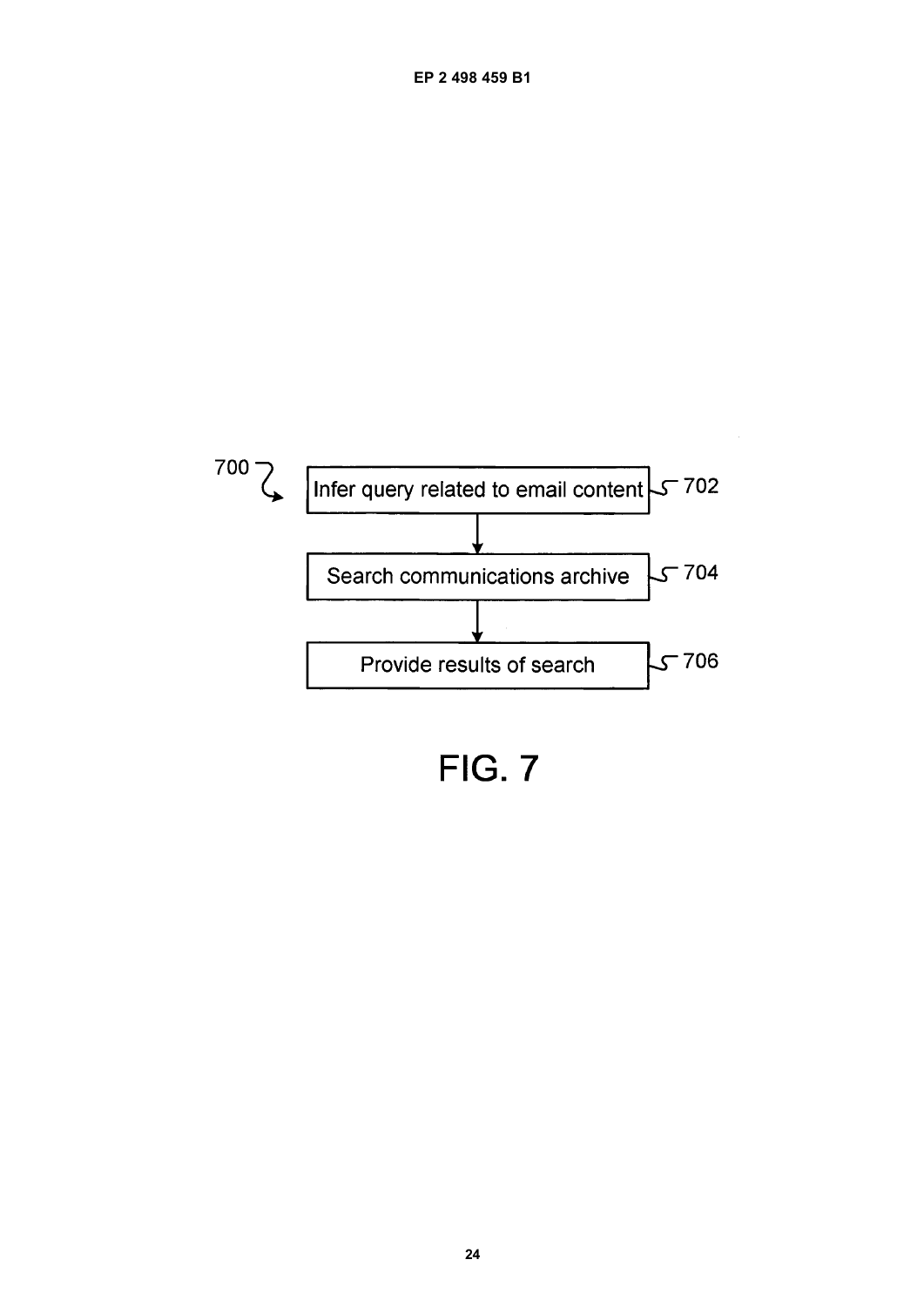700

Infer query related to email content — 702

Search communications archive — 704

Provide results of search — 706

FIG. 7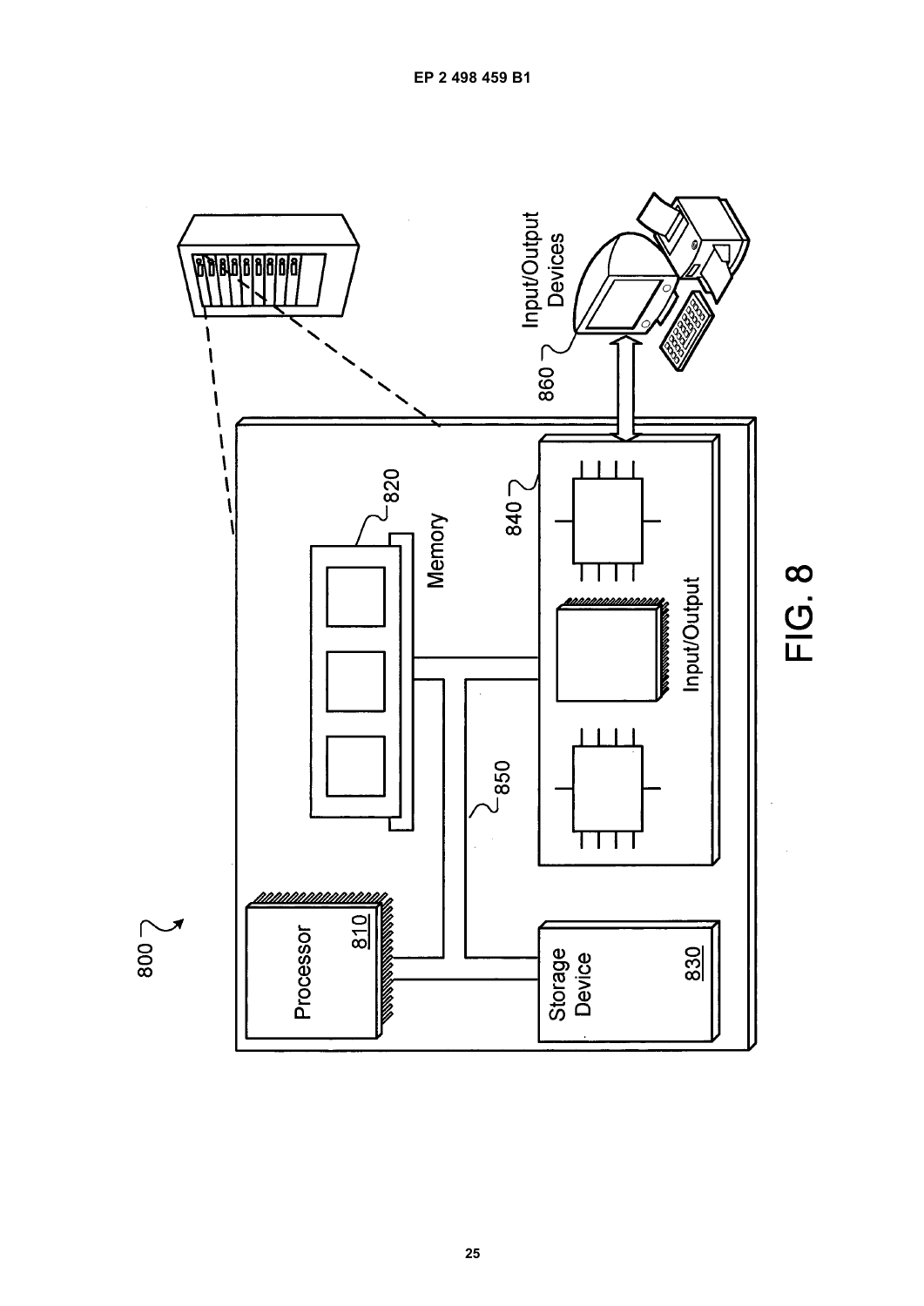800

Processor

810

Memory

820

Storage Device

830

Input/Output

840

850

860

Input/Output Devices

FIG. 8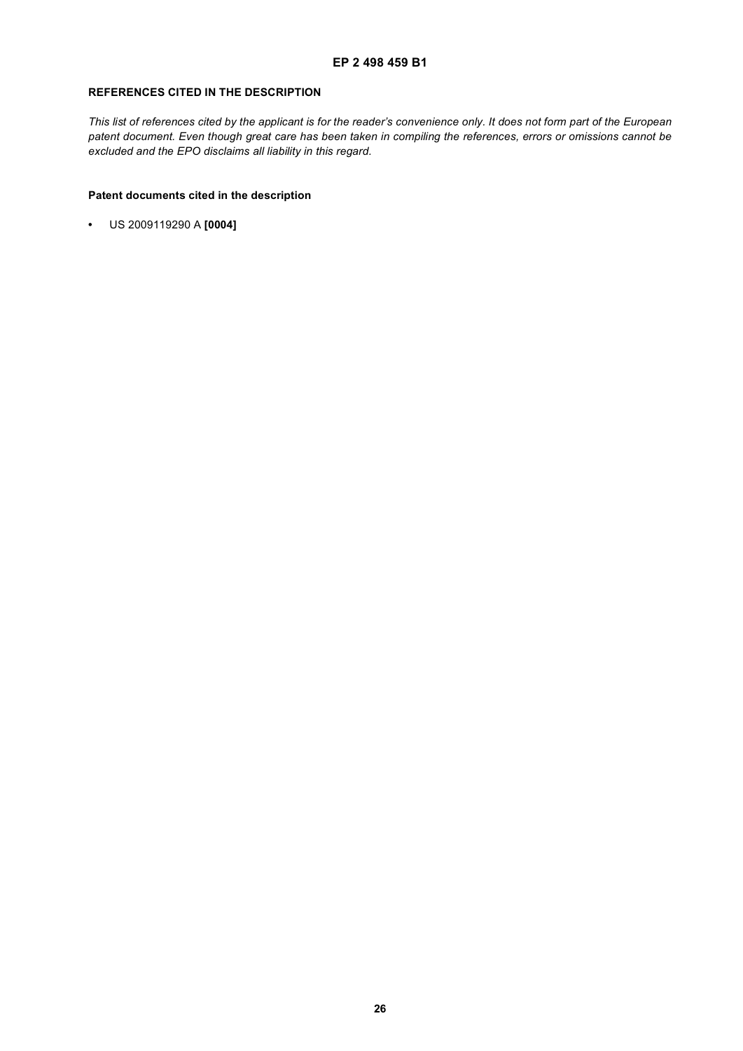## REFERENCES CITED IN THE DESCRIPTION

*This list of references cited by the applicant is for the reader's convenience only. It does not form part of the European patent document. Even though great care has been taken in compiling the references, errors or omissions cannot be excluded and the EPO disclaims all liability in this regard.*

### Patent documents cited in the description

- US 2009119290 A **[0004]**